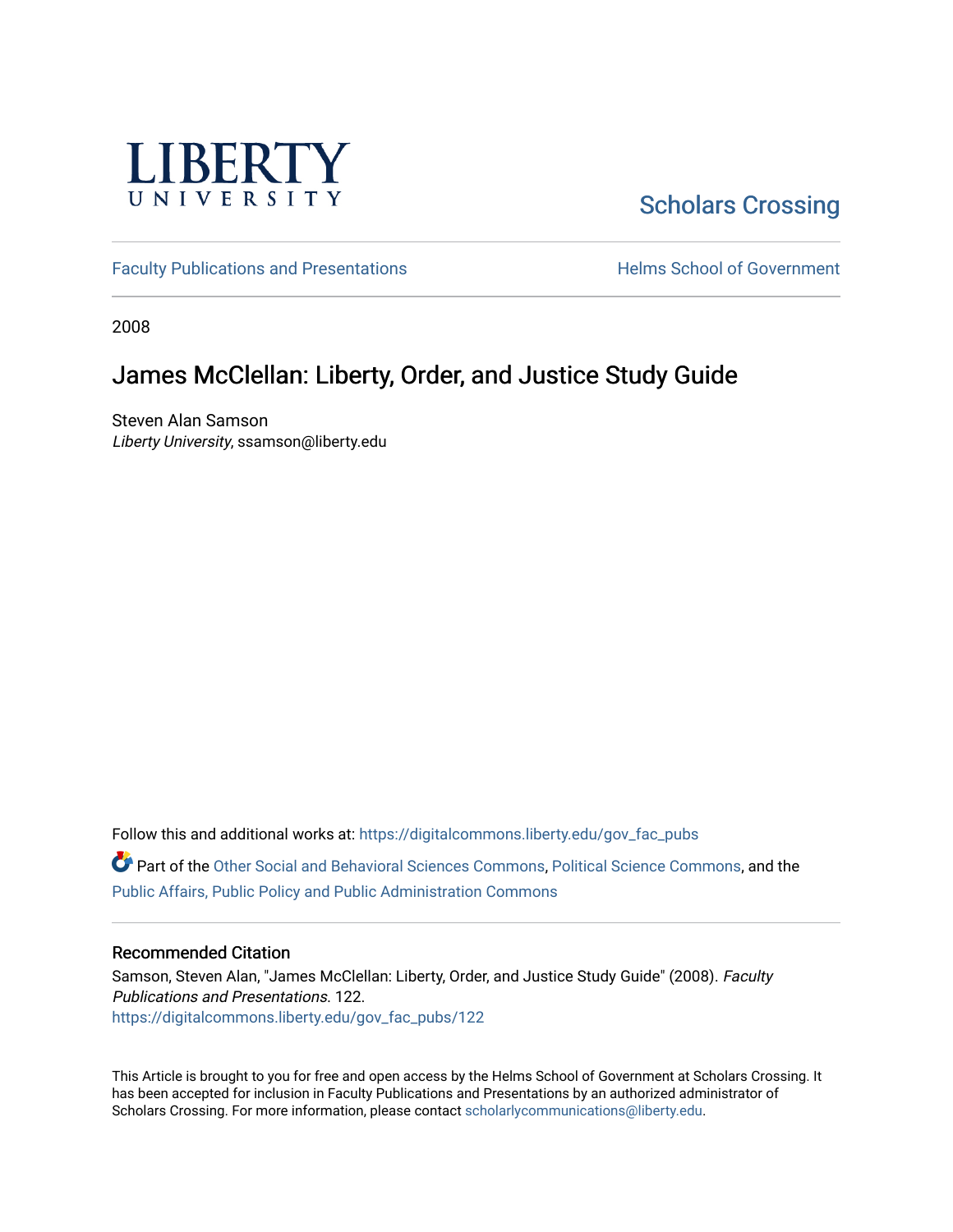LIBERTY UNIVERSITY

Scholars Crossing

Faculty Publications and Presentations

Helms School of Government

2008

# James McClellan: Liberty, Order, and Justice Study Guide

Steven Alan Samson
*Liberty University*, ssamson@liberty.edu

Follow this and additional works at: https://digitalcommons.liberty.edu/gov_fac_pubs

Part of the Other Social and Behavioral Sciences Commons, Political Science Commons, and the Public Affairs, Public Policy and Public Administration Commons

## Recommended Citation

Samson, Steven Alan, "James McClellan: Liberty, Order, and Justice Study Guide" (2008). *Faculty Publications and Presentations*. 122.
https://digitalcommons.liberty.edu/gov_fac_pubs/122

This Article is brought to you for free and open access by the Helms School of Government at Scholars Crossing. It has been accepted for inclusion in Faculty Publications and Presentations by an authorized administrator of Scholars Crossing. For more information, please contact scholarlycommunications@liberty.edu.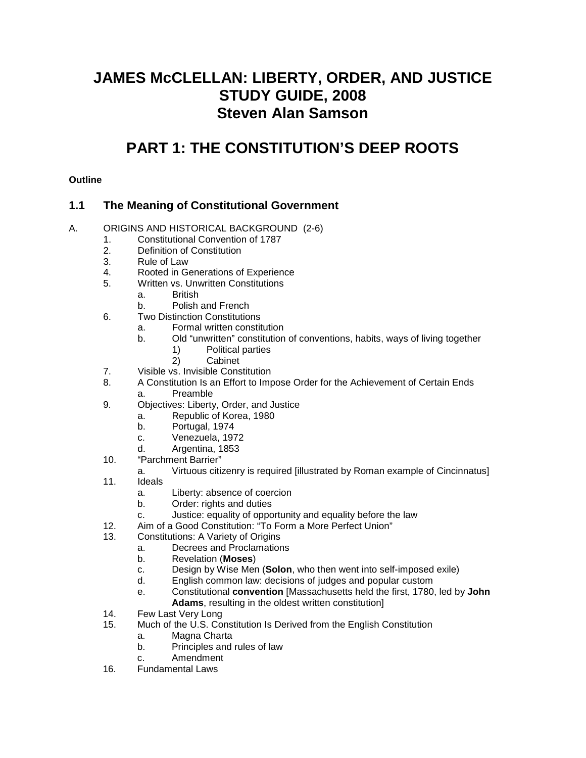# JAMES McCLELLAN: LIBERTY, ORDER, AND JUSTICE STUDY GUIDE, 2008 Steven Alan Samson

## PART 1: THE CONSTITUTION'S DEEP ROOTS

**Outline**

### 1.1 The Meaning of Constitutional Government

A. ORIGINS AND HISTORICAL BACKGROUND (2-6)
   1. Constitutional Convention of 1787
   2. Definition of Constitution
   3. Rule of Law
   4. Rooted in Generations of Experience
   5. Written vs. Unwritten Constitutions
      a. British
      b. Polish and French
   6. Two Distinction Constitutions
      a. Formal written constitution
      b. Old "unwritten" constitution of conventions, habits, ways of living together
         1) Political parties
         2) Cabinet
   7. Visible vs. Invisible Constitution
   8. A Constitution Is an Effort to Impose Order for the Achievement of Certain Ends
      a. Preamble
   9. Objectives: Liberty, Order, and Justice
      a. Republic of Korea, 1980
      b. Portugal, 1974
      c. Venezuela, 1972
      d. Argentina, 1853
   10. "Parchment Barrier"
      a. Virtuous citizenry is required [illustrated by Roman example of Cincinnatus]
   11. Ideals
      a. Liberty: absence of coercion
      b. Order: rights and duties
      c. Justice: equality of opportunity and equality before the law
   12. Aim of a Good Constitution: "To Form a More Perfect Union"
   13. Constitutions: A Variety of Origins
      a. Decrees and Proclamations
      b. Revelation (**Moses**)
      c. Design by Wise Men (**Solon**, who then went into self-imposed exile)
      d. English common law: decisions of judges and popular custom
      e. Constitutional **convention** [Massachusetts held the first, 1780, led by **John Adams**, resulting in the oldest written constitution]
   14. Few Last Very Long
   15. Much of the U.S. Constitution Is Derived from the English Constitution
      a. Magna Charta
      b. Principles and rules of law
      c. Amendment
   16. Fundamental Laws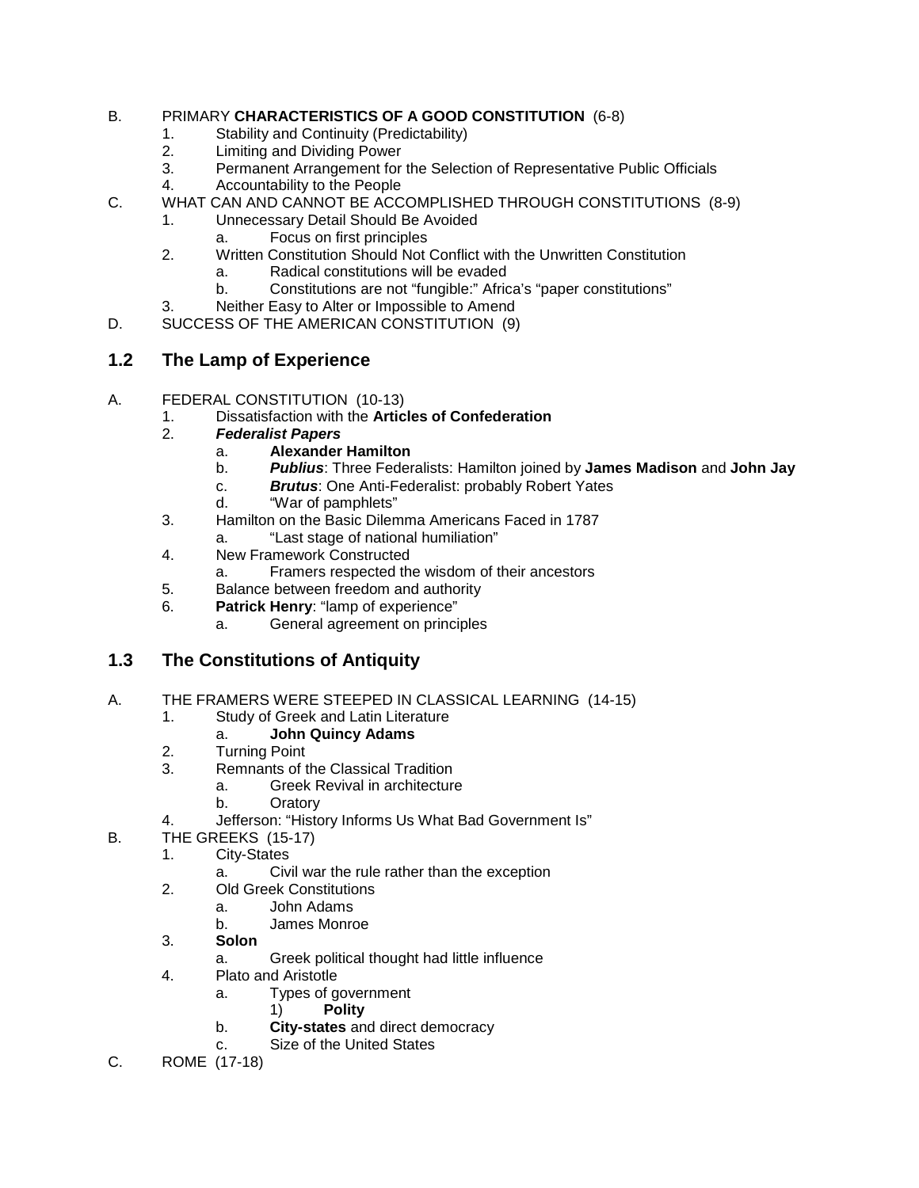B. PRIMARY **CHARACTERISTICS OF A GOOD CONSTITUTION** (6-8)
    1. Stability and Continuity (Predictability)
    2. Limiting and Dividing Power
    3. Permanent Arrangement for the Selection of Representative Public Officials
    4. Accountability to the People

C. WHAT CAN AND CANNOT BE ACCOMPLISHED THROUGH CONSTITUTIONS (8-9)
    1. Unnecessary Detail Should Be Avoided
        a. Focus on first principles
    2. Written Constitution Should Not Conflict with the Unwritten Constitution
        a. Radical constitutions will be evaded
        b. Constitutions are not "fungible:" Africa's "paper constitutions"
    3. Neither Easy to Alter or Impossible to Amend

D. SUCCESS OF THE AMERICAN CONSTITUTION (9)

## 1.2 The Lamp of Experience

A. FEDERAL CONSTITUTION (10-13)
    1. Dissatisfaction with the **Articles of Confederation**
    2. ***Federalist Papers***
        a. **Alexander Hamilton**
        b. ***Publius***: Three Federalists: Hamilton joined by **James Madison** and **John Jay**
        c. ***Brutus***: One Anti-Federalist: probably Robert Yates
        d. "War of pamphlets"
    3. Hamilton on the Basic Dilemma Americans Faced in 1787
        a. "Last stage of national humiliation"
    4. New Framework Constructed
        a. Framers respected the wisdom of their ancestors
    5. Balance between freedom and authority
    6. **Patrick Henry**: "lamp of experience"
        a. General agreement on principles

## 1.3 The Constitutions of Antiquity

A. THE FRAMERS WERE STEEPED IN CLASSICAL LEARNING (14-15)
    1. Study of Greek and Latin Literature
        a. **John Quincy Adams**
    2. Turning Point
    3. Remnants of the Classical Tradition
        a. Greek Revival in architecture
        b. Oratory
    4. Jefferson: "History Informs Us What Bad Government Is"

B. THE GREEKS (15-17)
    1. City-States
        a. Civil war the rule rather than the exception
    2. Old Greek Constitutions
        a. John Adams
        b. James Monroe
    3. **Solon**
        a. Greek political thought had little influence
    4. Plato and Aristotle
        a. Types of government
            1) **Polity**
        b. **City-states** and direct democracy
        c. Size of the United States

C. ROME (17-18)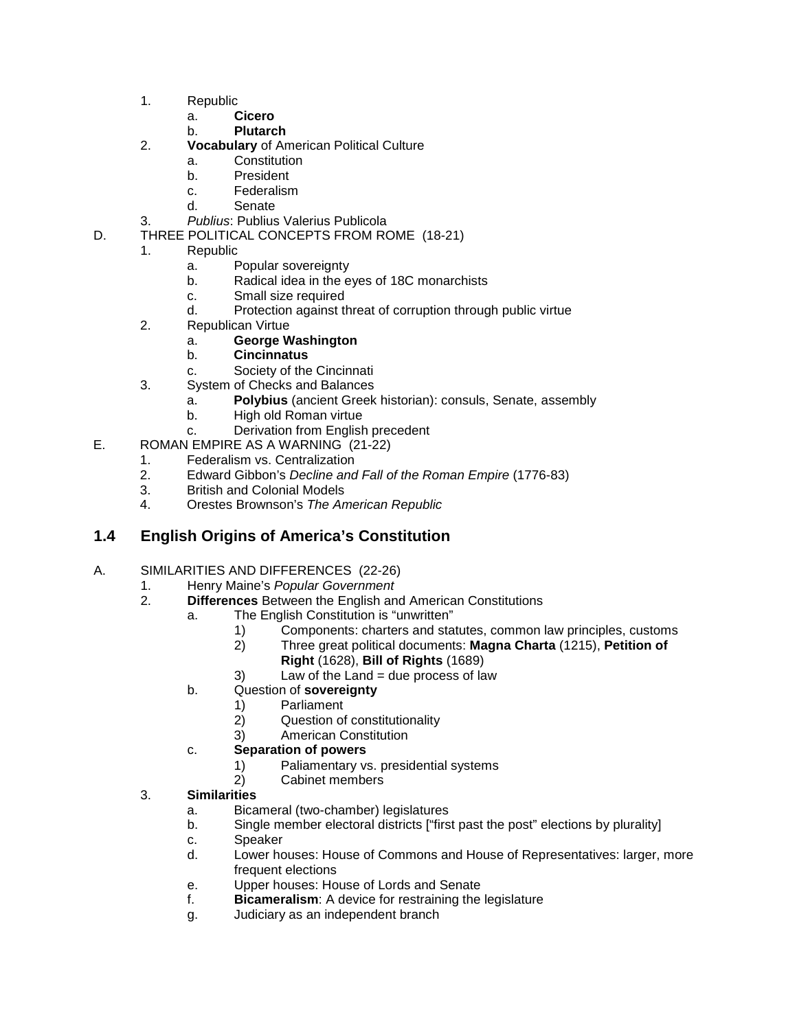1. Republic
    a. **Cicero**
    b. **Plutarch**
2. **Vocabulary** of American Political Culture
    a. Constitution
    b. President
    c. Federalism
    d. Senate
3. *Publius*: Publius Valerius Publicola

D. THREE POLITICAL CONCEPTS FROM ROME (18-21)

1. Republic
    a. Popular sovereignty
    b. Radical idea in the eyes of 18C monarchists
    c. Small size required
    d. Protection against threat of corruption through public virtue
2. Republican Virtue
    a. **George Washington**
    b. **Cincinnatus**
    c. Society of the Cincinnati
3. System of Checks and Balances
    a. **Polybius** (ancient Greek historian): consuls, Senate, assembly
    b. High old Roman virtue
    c. Derivation from English precedent

E. ROMAN EMPIRE AS A WARNING (21-22)

1. Federalism vs. Centralization
2. Edward Gibbon's *Decline and Fall of the Roman Empire* (1776-83)
3. British and Colonial Models
4. Orestes Brownson's *The American Republic*

## 1.4 English Origins of America's Constitution

A. SIMILARITIES AND DIFFERENCES (22-26)

1. Henry Maine's *Popular Government*
2. **Differences** Between the English and American Constitutions
    a. The English Constitution is "unwritten"
        1) Components: charters and statutes, common law principles, customs
        2) Three great political documents: **Magna Charta** (1215), **Petition of Right** (1628), **Bill of Rights** (1689)
        3) Law of the Land = due process of law
    b. Question of **sovereignty**
        1) Parliament
        2) Question of constitutionality
        3) American Constitution
    c. **Separation of powers**
        1) Paliamentary vs. presidential systems
        2) Cabinet members
3. **Similarities**
    a. Bicameral (two-chamber) legislatures
    b. Single member electoral districts ["first past the post" elections by plurality]
    c. Speaker
    d. Lower houses: House of Commons and House of Representatives: larger, more frequent elections
    e. Upper houses: House of Lords and Senate
    f. **Bicameralism**: A device for restraining the legislature
    g. Judiciary as an independent branch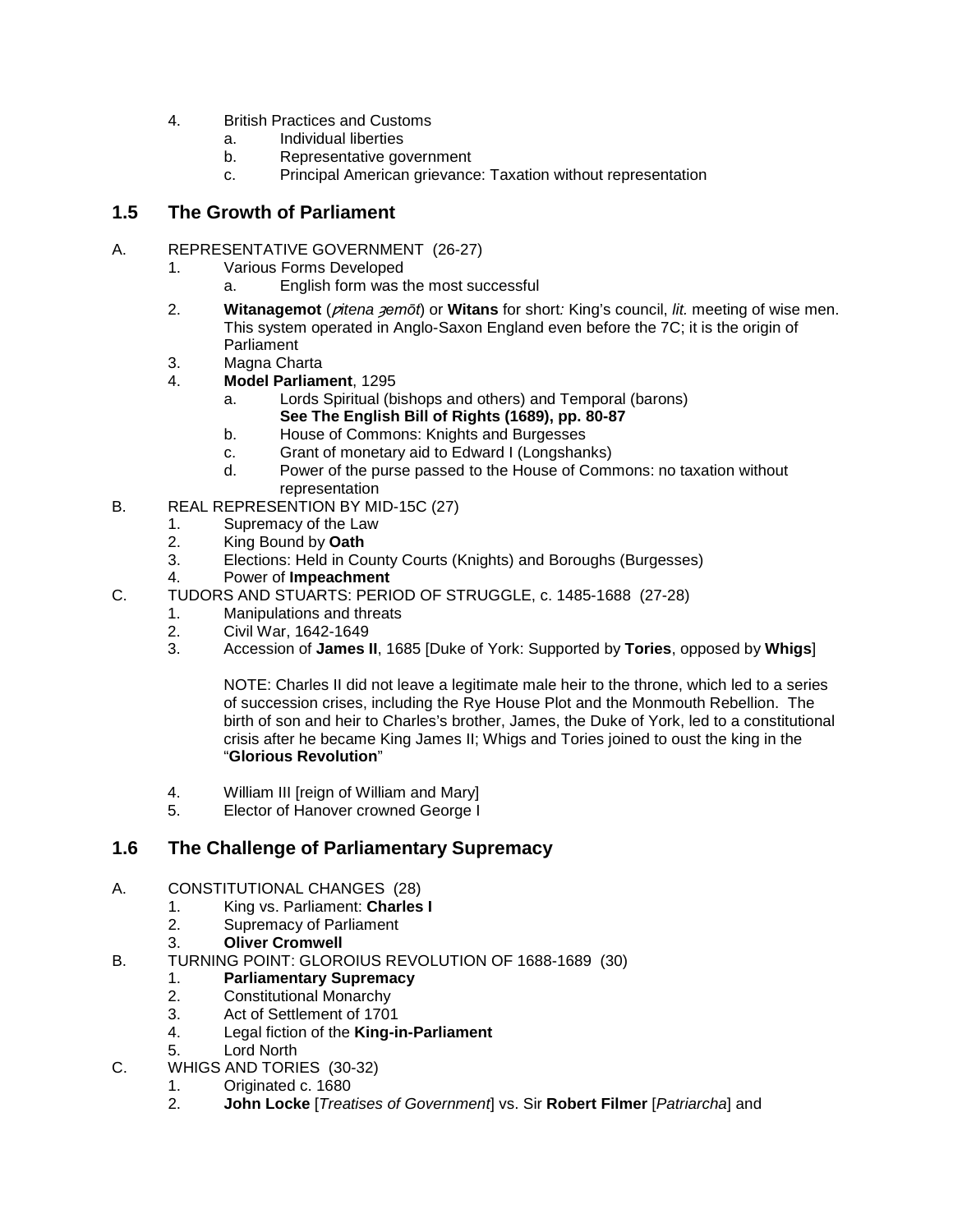4. British Practices and Customs
    a. Individual liberties
    b. Representative government
    c. Principal American grievance: Taxation without representation

## 1.5 The Growth of Parliament

A. REPRESENTATIVE GOVERNMENT (26-27)
    1. Various Forms Developed
        a. English form was the most successful
    2. **Witanagemot** (*ƿitena ȝemōt*) or **Witans** for short*:* King's council, *lit.* meeting of wise men. This system operated in Anglo-Saxon England even before the 7C; it is the origin of Parliament
    3. Magna Charta
    4. **Model Parliament**, 1295
        a. Lords Spiritual (bishops and others) and Temporal (barons)
        **See The English Bill of Rights (1689), pp. 80-87**
        b. House of Commons: Knights and Burgesses
        c. Grant of monetary aid to Edward I (Longshanks)
        d. Power of the purse passed to the House of Commons: no taxation without representation

B. REAL REPRESENTION BY MID-15C (27)
    1. Supremacy of the Law
    2. King Bound by **Oath**
    3. Elections: Held in County Courts (Knights) and Boroughs (Burgesses)
    4. Power of **Impeachment**

C. TUDORS AND STUARTS: PERIOD OF STRUGGLE, c. 1485-1688 (27-28)
    1. Manipulations and threats
    2. Civil War, 1642-1649
    3. Accession of **James II**, 1685 [Duke of York: Supported by **Tories**, opposed by **Whigs**]

    NOTE: Charles II did not leave a legitimate male heir to the throne, which led to a series of succession crises, including the Rye House Plot and the Monmouth Rebellion. The birth of son and heir to Charles's brother, James, the Duke of York, led to a constitutional crisis after he became King James II; Whigs and Tories joined to oust the king in the "**Glorious Revolution**"

    4. William III [reign of William and Mary]
    5. Elector of Hanover crowned George I

## 1.6 The Challenge of Parliamentary Supremacy

A. CONSTITUTIONAL CHANGES (28)
    1. King vs. Parliament: **Charles I**
    2. Supremacy of Parliament
    3. **Oliver Cromwell**

B. TURNING POINT: GLOROIUS REVOLUTION OF 1688-1689 (30)
    1. **Parliamentary Supremacy**
    2. Constitutional Monarchy
    3. Act of Settlement of 1701
    4. Legal fiction of the **King-in-Parliament**
    5. Lord North

C. WHIGS AND TORIES (30-32)
    1. Originated c. 1680
    2. **John Locke** [*Treatises of Government*] vs. Sir **Robert Filmer** [*Patriarcha*] and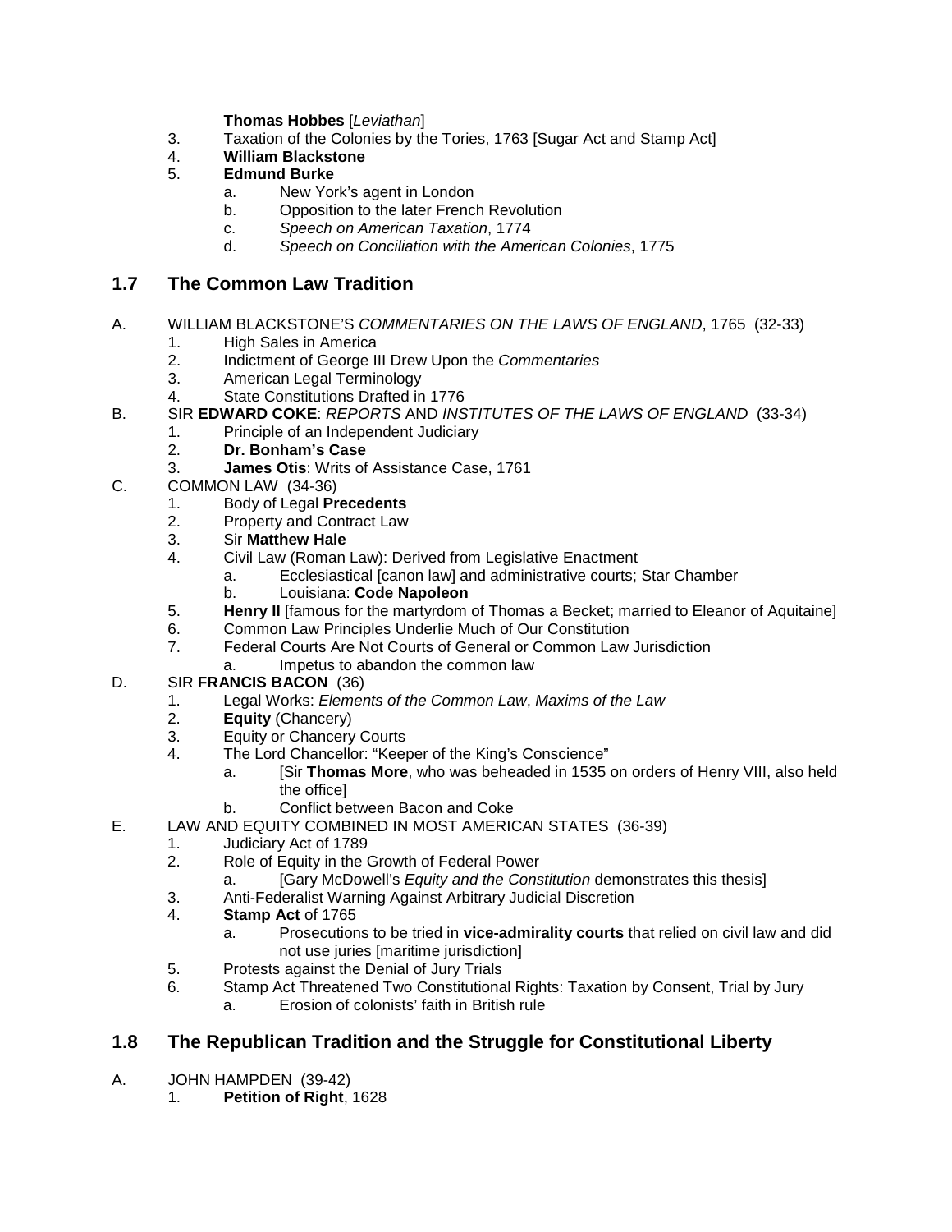**Thomas Hobbes** [*Leviathan*]

3. Taxation of the Colonies by the Tories, 1763 [Sugar Act and Stamp Act]
4. **William Blackstone**
5. **Edmund Burke**
    a. New York's agent in London
    b. Opposition to the later French Revolution
    c. *Speech on American Taxation*, 1774
    d. *Speech on Conciliation with the American Colonies*, 1775

## 1.7 The Common Law Tradition

A. WILLIAM BLACKSTONE'S *COMMENTARIES ON THE LAWS OF ENGLAND*, 1765 (32-33)
  1. High Sales in America
  2. Indictment of George III Drew Upon the *Commentaries*
  3. American Legal Terminology
  4. State Constitutions Drafted in 1776

B. SIR **EDWARD COKE**: *REPORTS* AND *INSTITUTES OF THE LAWS OF ENGLAND* (33-34)
  1. Principle of an Independent Judiciary
  2. **Dr. Bonham's Case**
  3. **James Otis**: Writs of Assistance Case, 1761

C. COMMON LAW (34-36)
  1. Body of Legal **Precedents**
  2. Property and Contract Law
  3. Sir **Matthew Hale**
  4. Civil Law (Roman Law): Derived from Legislative Enactment
      a. Ecclesiastical [canon law] and administrative courts; Star Chamber
      b. Louisiana: **Code Napoleon**
  5. **Henry II** [famous for the martyrdom of Thomas a Becket; married to Eleanor of Aquitaine]
  6. Common Law Principles Underlie Much of Our Constitution
  7. Federal Courts Are Not Courts of General or Common Law Jurisdiction
      a. Impetus to abandon the common law

D. SIR **FRANCIS BACON** (36)
  1. Legal Works: *Elements of the Common Law*, *Maxims of the Law*
  2. **Equity** (Chancery)
  3. Equity or Chancery Courts
  4. The Lord Chancellor: "Keeper of the King's Conscience"
      a. [Sir **Thomas More**, who was beheaded in 1535 on orders of Henry VIII, also held the office]
      b. Conflict between Bacon and Coke

E. LAW AND EQUITY COMBINED IN MOST AMERICAN STATES (36-39)
  1. Judiciary Act of 1789
  2. Role of Equity in the Growth of Federal Power
      a. [Gary McDowell's *Equity and the Constitution* demonstrates this thesis]
  3. Anti-Federalist Warning Against Arbitrary Judicial Discretion
  4. **Stamp Act** of 1765
      a. Prosecutions to be tried in **vice-admirality courts** that relied on civil law and did not use juries [maritime jurisdiction]
  5. Protests against the Denial of Jury Trials
  6. Stamp Act Threatened Two Constitutional Rights: Taxation by Consent, Trial by Jury
      a. Erosion of colonists' faith in British rule

## 1.8 The Republican Tradition and the Struggle for Constitutional Liberty

A. JOHN HAMPDEN (39-42)
  1. **Petition of Right**, 1628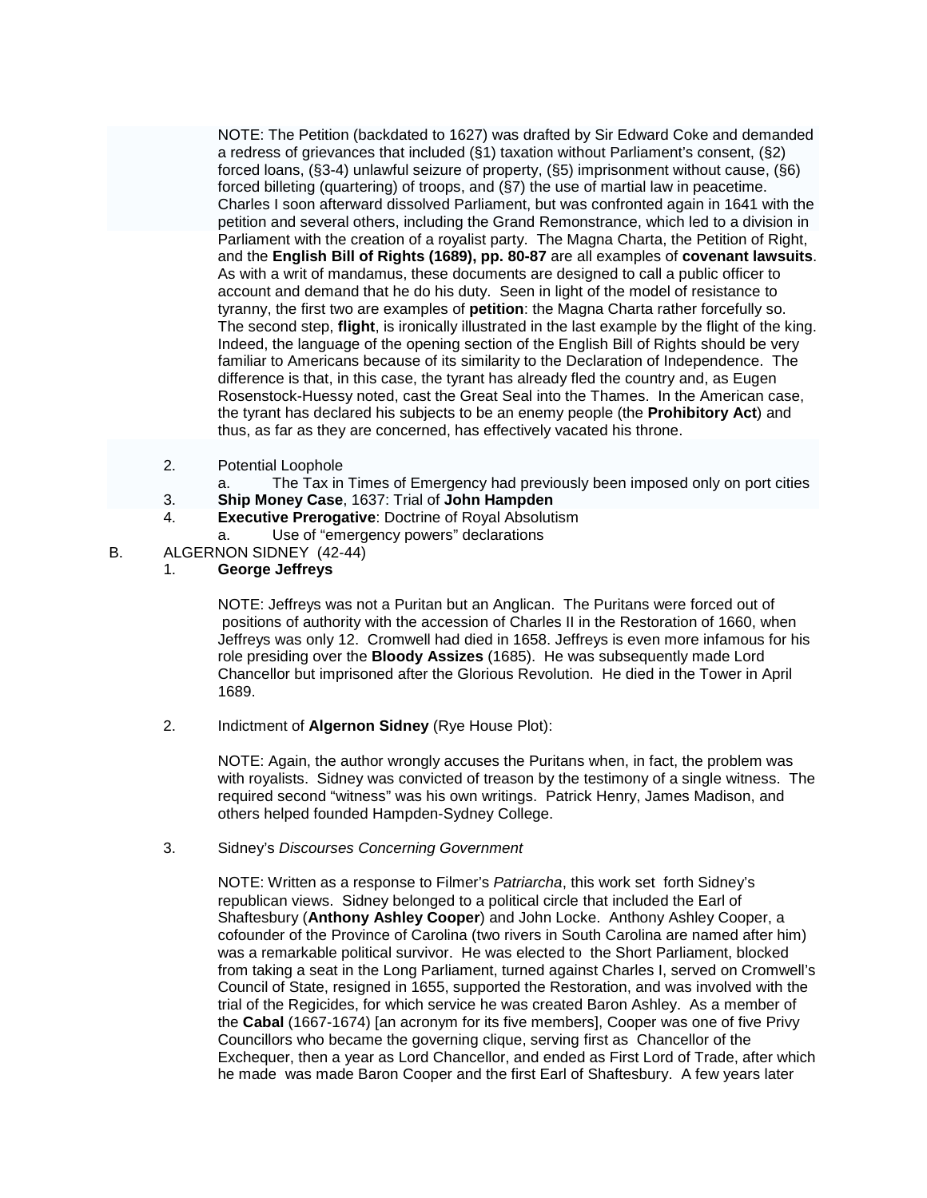NOTE: The Petition (backdated to 1627) was drafted by Sir Edward Coke and demanded a redress of grievances that included (§1) taxation without Parliament's consent, (§2) forced loans, (§3-4) unlawful seizure of property, (§5) imprisonment without cause, (§6) forced billeting (quartering) of troops, and (§7) the use of martial law in peacetime. Charles I soon afterward dissolved Parliament, but was confronted again in 1641 with the petition and several others, including the Grand Remonstrance, which led to a division in Parliament with the creation of a royalist party. The Magna Charta, the Petition of Right, and the **English Bill of Rights (1689), pp. 80-87** are all examples of **covenant lawsuits**. As with a writ of mandamus, these documents are designed to call a public officer to account and demand that he do his duty. Seen in light of the model of resistance to tyranny, the first two are examples of **petition**: the Magna Charta rather forcefully so. The second step, **flight**, is ironically illustrated in the last example by the flight of the king. Indeed, the language of the opening section of the English Bill of Rights should be very familiar to Americans because of its similarity to the Declaration of Independence. The difference is that, in this case, the tyrant has already fled the country and, as Eugen Rosenstock-Huessy noted, cast the Great Seal into the Thames. In the American case, the tyrant has declared his subjects to be an enemy people (the **Prohibitory Act**) and thus, as far as they are concerned, has effectively vacated his throne.

2. Potential Loophole
   a. The Tax in Times of Emergency had previously been imposed only on port cities
3. **Ship Money Case**, 1637: Trial of **John Hampden**
4. **Executive Prerogative**: Doctrine of Royal Absolutism
   a. Use of "emergency powers" declarations

B. ALGERNON SIDNEY (42-44)

1. **George Jeffreys**

   NOTE: Jeffreys was not a Puritan but an Anglican. The Puritans were forced out of positions of authority with the accession of Charles II in the Restoration of 1660, when Jeffreys was only 12. Cromwell had died in 1658. Jeffreys is even more infamous for his role presiding over the **Bloody Assizes** (1685). He was subsequently made Lord Chancellor but imprisoned after the Glorious Revolution. He died in the Tower in April 1689.

2. Indictment of **Algernon Sidney** (Rye House Plot):

   NOTE: Again, the author wrongly accuses the Puritans when, in fact, the problem was with royalists. Sidney was convicted of treason by the testimony of a single witness. The required second "witness" was his own writings. Patrick Henry, James Madison, and others helped founded Hampden-Sydney College.

3. Sidney's *Discourses Concerning Government*

   NOTE: Written as a response to Filmer's *Patriarcha*, this work set forth Sidney's republican views. Sidney belonged to a political circle that included the Earl of Shaftesbury (**Anthony Ashley Cooper**) and John Locke. Anthony Ashley Cooper, a cofounder of the Province of Carolina (two rivers in South Carolina are named after him) was a remarkable political survivor. He was elected to the Short Parliament, blocked from taking a seat in the Long Parliament, turned against Charles I, served on Cromwell's Council of State, resigned in 1655, supported the Restoration, and was involved with the trial of the Regicides, for which service he was created Baron Ashley. As a member of the **Cabal** (1667-1674) [an acronym for its five members], Cooper was one of five Privy Councillors who became the governing clique, serving first as Chancellor of the Exchequer, then a year as Lord Chancellor, and ended as First Lord of Trade, after which he made was made Baron Cooper and the first Earl of Shaftesbury. A few years later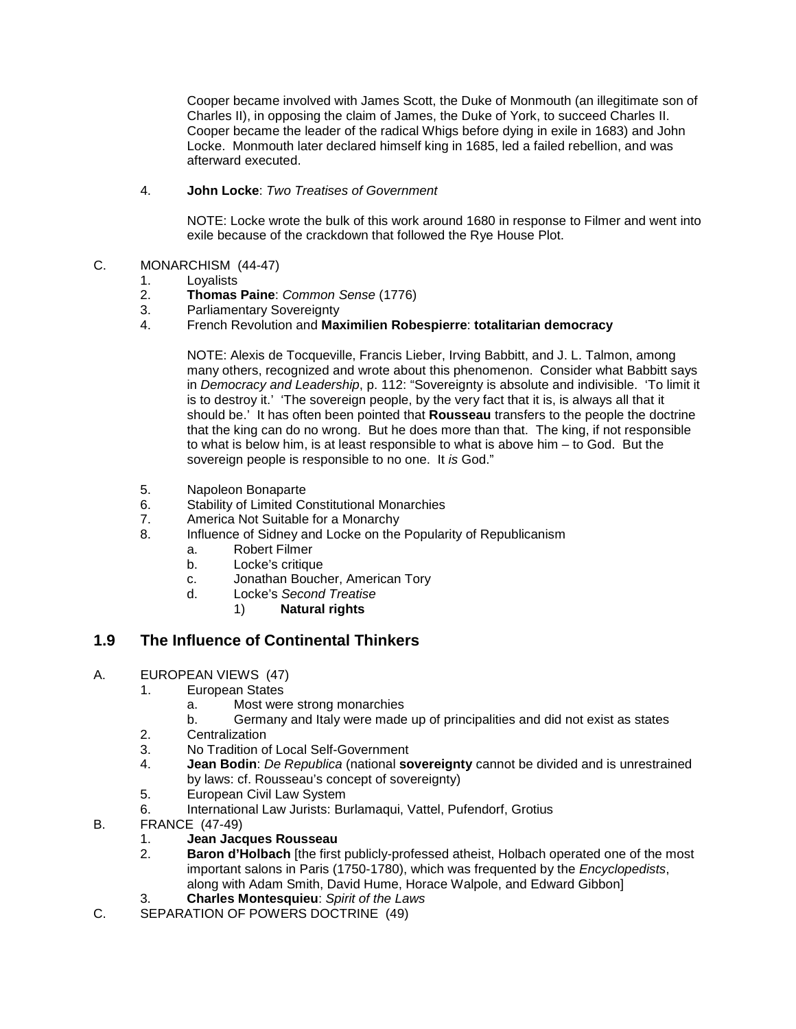Cooper became involved with James Scott, the Duke of Monmouth (an illegitimate son of Charles II), in opposing the claim of James, the Duke of York, to succeed Charles II. Cooper became the leader of the radical Whigs before dying in exile in 1683) and John Locke. Monmouth later declared himself king in 1685, led a failed rebellion, and was afterward executed.

4. **John Locke**: *Two Treatises of Government*

   NOTE: Locke wrote the bulk of this work around 1680 in response to Filmer and went into exile because of the crackdown that followed the Rye House Plot.

C. MONARCHISM (44-47)
   1. Loyalists
   2. **Thomas Paine**: *Common Sense* (1776)
   3. Parliamentary Sovereignty
   4. French Revolution and **Maximilien Robespierre**: **totalitarian democracy**

      NOTE: Alexis de Tocqueville, Francis Lieber, Irving Babbitt, and J. L. Talmon, among many others, recognized and wrote about this phenomenon. Consider what Babbitt says in *Democracy and Leadership*, p. 112: "Sovereignty is absolute and indivisible. 'To limit it is to destroy it.' 'The sovereign people, by the very fact that it is, is always all that it should be.' It has often been pointed that **Rousseau** transfers to the people the doctrine that the king can do no wrong. But he does more than that. The king, if not responsible to what is below him, is at least responsible to what is above him – to God. But the sovereign people is responsible to no one. It *is* God."

   5. Napoleon Bonaparte
   6. Stability of Limited Constitutional Monarchies
   7. America Not Suitable for a Monarchy
   8. Influence of Sidney and Locke on the Popularity of Republicanism
      a. Robert Filmer
      b. Locke's critique
      c. Jonathan Boucher, American Tory
      d. Locke's *Second Treatise*
         1) **Natural rights**

## 1.9 The Influence of Continental Thinkers

A. EUROPEAN VIEWS (47)
   1. European States
      a. Most were strong monarchies
      b. Germany and Italy were made up of principalities and did not exist as states
   2. Centralization
   3. No Tradition of Local Self-Government
   4. **Jean Bodin**: *De Republica* (national **sovereignty** cannot be divided and is unrestrained by laws: cf. Rousseau's concept of sovereignty)
   5. European Civil Law System
   6. International Law Jurists: Burlamaqui, Vattel, Pufendorf, Grotius

B. FRANCE (47-49)
   1. **Jean Jacques Rousseau**
   2. **Baron d'Holbach** [the first publicly-professed atheist, Holbach operated one of the most important salons in Paris (1750-1780), which was frequented by the *Encyclopedists*, along with Adam Smith, David Hume, Horace Walpole, and Edward Gibbon]
   3. **Charles Montesquieu**: *Spirit of the Laws*

C. SEPARATION OF POWERS DOCTRINE (49)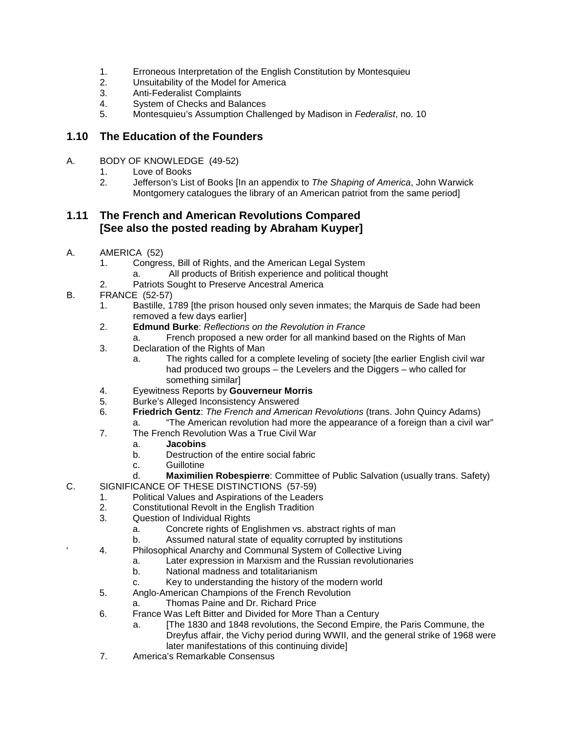1. Erroneous Interpretation of the English Constitution by Montesquieu
2. Unsuitability of the Model for America
3. Anti-Federalist Complaints
4. System of Checks and Balances
5. Montesquieu's Assumption Challenged by Madison in *Federalist*, no. 10

## 1.10 The Education of the Founders

A. BODY OF KNOWLEDGE (49-52)
   1. Love of Books
   2. Jefferson's List of Books [In an appendix to *The Shaping of America*, John Warwick Montgomery catalogues the library of an American patriot from the same period]

## 1.11 The French and American Revolutions Compared [See also the posted reading by Abraham Kuyper]

A. AMERICA (52)
   1. Congress, Bill of Rights, and the American Legal System
      a. All products of British experience and political thought
   2. Patriots Sought to Preserve Ancestral America

B. FRANCE (52-57)
   1. Bastille, 1789 [the prison housed only seven inmates; the Marquis de Sade had been removed a few days earlier]
   2. **Edmund Burke**: *Reflections on the Revolution in France*
      a. French proposed a new order for all mankind based on the Rights of Man
   3. Declaration of the Rights of Man
      a. The rights called for a complete leveling of society [the earlier English civil war had produced two groups – the Levelers and the Diggers – who called for something similar]
   4. Eyewitness Reports by **Gouverneur Morris**
   5. Burke's Alleged Inconsistency Answered
   6. **Friedrich Gentz**: *The French and American Revolutions* (trans. John Quincy Adams)
      a. "The American revolution had more the appearance of a foreign than a civil war"
   7. The French Revolution Was a True Civil War
      a. **Jacobins**
      b. Destruction of the entire social fabric
      c. Guillotine
      d. **Maximilien Robespierre**: Committee of Public Salvation (usually trans. Safety)

C. SIGNIFICANCE OF THESE DISTINCTIONS (57-59)
   1. Political Values and Aspirations of the Leaders
   2. Constitutional Revolt in the English Tradition
   3. Question of Individual Rights
      a. Concrete rights of Englishmen vs. abstract rights of man
      b. Assumed natural state of equality corrupted by institutions
   4. Philosophical Anarchy and Communal System of Collective Living
      a. Later expression in Marxism and the Russian revolutionaries
      b. National madness and totalitarianism
      c. Key to understanding the history of the modern world
   5. Anglo-American Champions of the French Revolution
      a. Thomas Paine and Dr. Richard Price
   6. France Was Left Bitter and Divided for More Than a Century
      a. [The 1830 and 1848 revolutions, the Second Empire, the Paris Commune, the Dreyfus affair, the Vichy period during WWII, and the general strike of 1968 were later manifestations of this continuing divide]
   7. America's Remarkable Consensus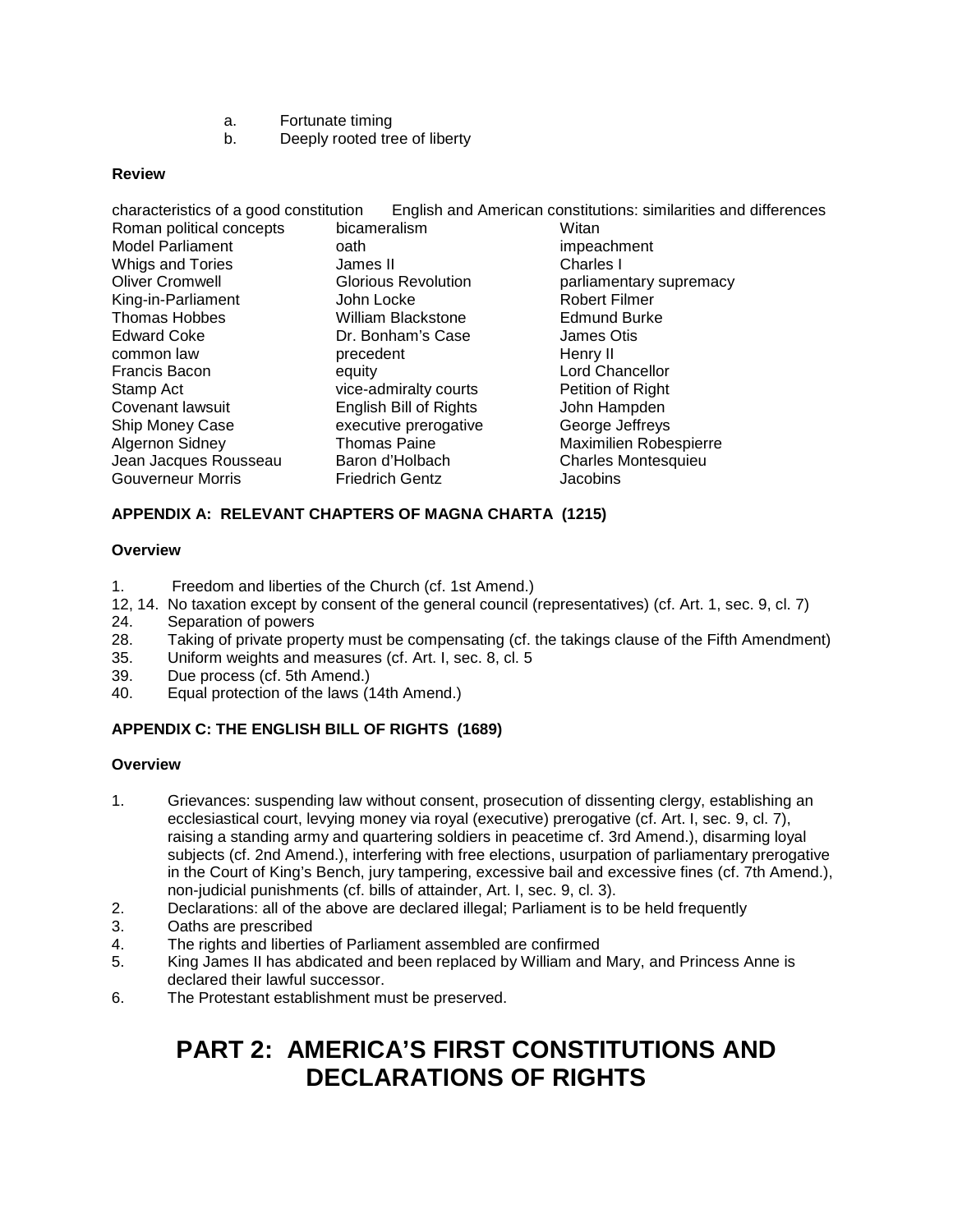a. Fortunate timing
b. Deeply rooted tree of liberty

**Review**

| characteristics of a good constitution | English and American constitutions: similarities and differences | |
|---|---|---|
| Roman political concepts | bicameralism | Witan |
| Model Parliament | oath | impeachment |
| Whigs and Tories | James II | Charles I |
| Oliver Cromwell | Glorious Revolution | parliamentary supremacy |
| King-in-Parliament | John Locke | Robert Filmer |
| Thomas Hobbes | William Blackstone | Edmund Burke |
| Edward Coke | Dr. Bonham's Case | James Otis |
| common law | precedent | Henry II |
| Francis Bacon | equity | Lord Chancellor |
| Stamp Act | vice-admiralty courts | Petition of Right |
| Covenant lawsuit | English Bill of Rights | John Hampden |
| Ship Money Case | executive prerogative | George Jeffreys |
| Algernon Sidney | Thomas Paine | Maximilien Robespierre |
| Jean Jacques Rousseau | Baron d'Holbach | Charles Montesquieu |
| Gouverneur Morris | Friedrich Gentz | Jacobins |

**APPENDIX A: RELEVANT CHAPTERS OF MAGNA CHARTA (1215)**

**Overview**

1. Freedom and liberties of the Church (cf. 1st Amend.)
12, 14. No taxation except by consent of the general council (representatives) (cf. Art. 1, sec. 9, cl. 7)
24. Separation of powers
28. Taking of private property must be compensating (cf. the takings clause of the Fifth Amendment)
35. Uniform weights and measures (cf. Art. I, sec. 8, cl. 5
39. Due process (cf. 5th Amend.)
40. Equal protection of the laws (14th Amend.)

**APPENDIX C: THE ENGLISH BILL OF RIGHTS (1689)**

**Overview**

1. Grievances: suspending law without consent, prosecution of dissenting clergy, establishing an ecclesiastical court, levying money via royal (executive) prerogative (cf. Art. I, sec. 9, cl. 7), raising a standing army and quartering soldiers in peacetime cf. 3rd Amend.), disarming loyal subjects (cf. 2nd Amend.), interfering with free elections, usurpation of parliamentary prerogative in the Court of King's Bench, jury tampering, excessive bail and excessive fines (cf. 7th Amend.), non-judicial punishments (cf. bills of attainder, Art. I, sec. 9, cl. 3).
2. Declarations: all of the above are declared illegal; Parliament is to be held frequently
3. Oaths are prescribed
4. The rights and liberties of Parliament assembled are confirmed
5. King James II has abdicated and been replaced by William and Mary, and Princess Anne is declared their lawful successor.
6. The Protestant establishment must be preserved.

# PART 2: AMERICA'S FIRST CONSTITUTIONS AND DECLARATIONS OF RIGHTS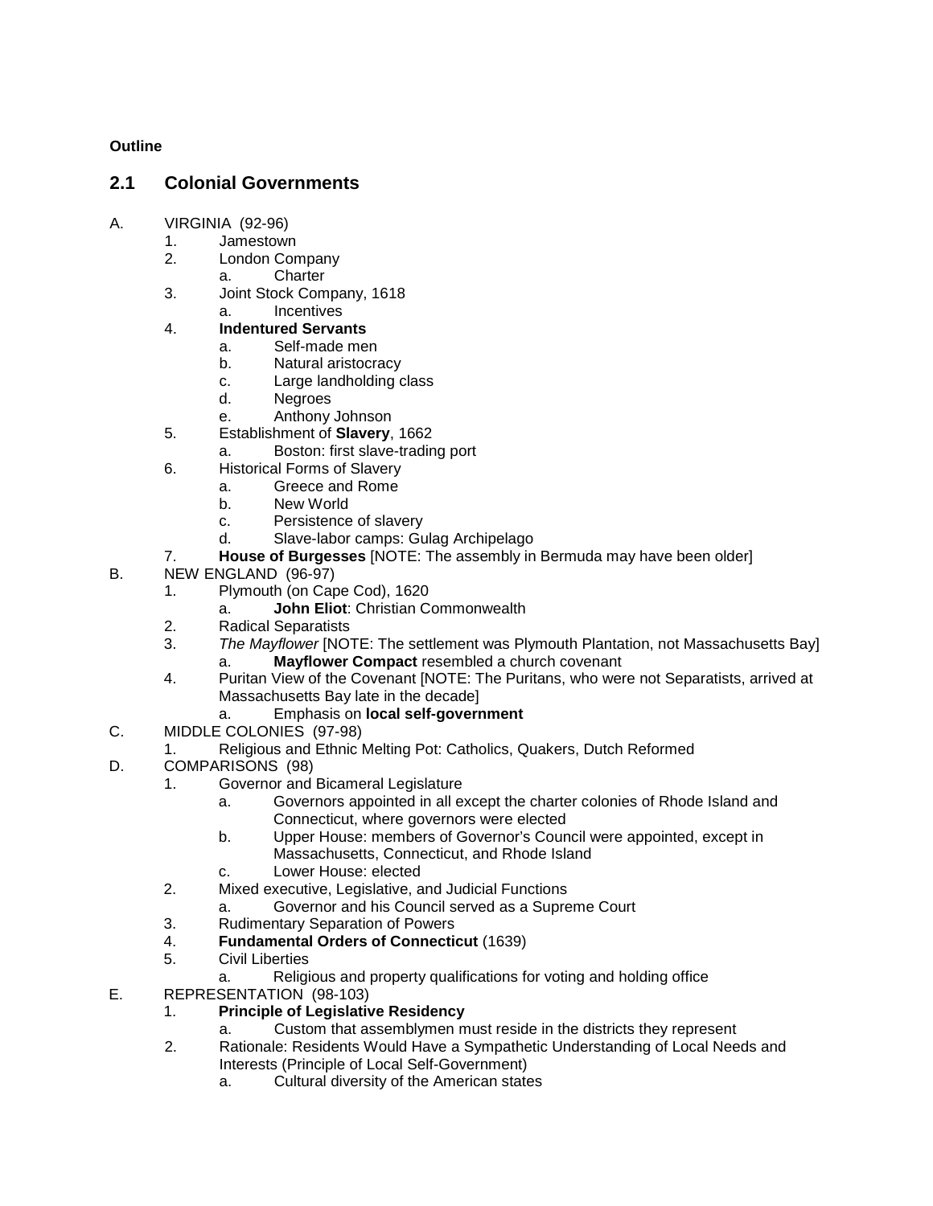**Outline**

## 2.1 Colonial Governments

- A. VIRGINIA (92-96)
    1. Jamestown
    2. London Company
        a. Charter
    3. Joint Stock Company, 1618
        a. Incentives
    4. **Indentured Servants**
        a. Self-made men
        b. Natural aristocracy
        c. Large landholding class
        d. Negroes
        e. Anthony Johnson
    5. Establishment of **Slavery**, 1662
        a. Boston: first slave-trading port
    6. Historical Forms of Slavery
        a. Greece and Rome
        b. New World
        c. Persistence of slavery
        d. Slave-labor camps: Gulag Archipelago
    7. **House of Burgesses** [NOTE: The assembly in Bermuda may have been older]
- B. NEW ENGLAND (96-97)
    1. Plymouth (on Cape Cod), 1620
        a. **John Eliot**: Christian Commonwealth
    2. Radical Separatists
    3. *The Mayflower* [NOTE: The settlement was Plymouth Plantation, not Massachusetts Bay]
        a. **Mayflower Compact** resembled a church covenant
    4. Puritan View of the Covenant [NOTE: The Puritans, who were not Separatists, arrived at Massachusetts Bay late in the decade]
        a. Emphasis on **local self-government**
- C. MIDDLE COLONIES (97-98)
    1. Religious and Ethnic Melting Pot: Catholics, Quakers, Dutch Reformed
- D. COMPARISONS (98)
    1. Governor and Bicameral Legislature
        a. Governors appointed in all except the charter colonies of Rhode Island and Connecticut, where governors were elected
        b. Upper House: members of Governor's Council were appointed, except in Massachusetts, Connecticut, and Rhode Island
        c. Lower House: elected
    2. Mixed executive, Legislative, and Judicial Functions
        a. Governor and his Council served as a Supreme Court
    3. Rudimentary Separation of Powers
    4. **Fundamental Orders of Connecticut** (1639)
    5. Civil Liberties
        a. Religious and property qualifications for voting and holding office
- E. REPRESENTATION (98-103)
    1. **Principle of Legislative Residency**
        a. Custom that assemblymen must reside in the districts they represent
    2. Rationale: Residents Would Have a Sympathetic Understanding of Local Needs and Interests (Principle of Local Self-Government)
        a. Cultural diversity of the American states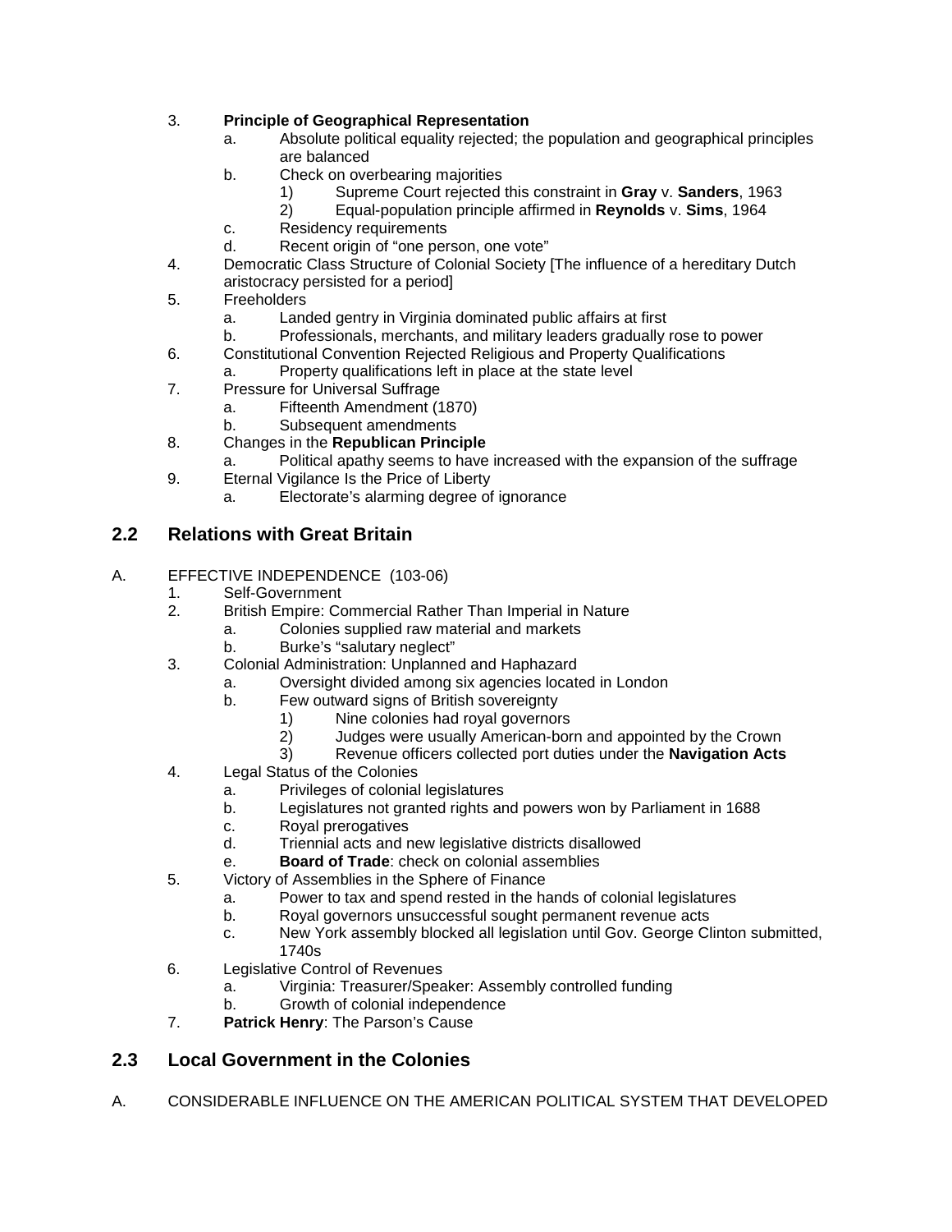3. **Principle of Geographical Representation**
    a. Absolute political equality rejected; the population and geographical principles are balanced
    b. Check on overbearing majorities
        1) Supreme Court rejected this constraint in **Gray** v. **Sanders**, 1963
        2) Equal-population principle affirmed in **Reynolds** v. **Sims**, 1964
    c. Residency requirements
    d. Recent origin of "one person, one vote"
4. Democratic Class Structure of Colonial Society [The influence of a hereditary Dutch aristocracy persisted for a period]
5. Freeholders
    a. Landed gentry in Virginia dominated public affairs at first
    b. Professionals, merchants, and military leaders gradually rose to power
6. Constitutional Convention Rejected Religious and Property Qualifications
    a. Property qualifications left in place at the state level
7. Pressure for Universal Suffrage
    a. Fifteenth Amendment (1870)
    b. Subsequent amendments
8. Changes in the **Republican Principle**
    a. Political apathy seems to have increased with the expansion of the suffrage
9. Eternal Vigilance Is the Price of Liberty
    a. Electorate's alarming degree of ignorance

## 2.2 Relations with Great Britain

A. EFFECTIVE INDEPENDENCE (103-06)
1. Self-Government
2. British Empire: Commercial Rather Than Imperial in Nature
    a. Colonies supplied raw material and markets
    b. Burke's "salutary neglect"
3. Colonial Administration: Unplanned and Haphazard
    a. Oversight divided among six agencies located in London
    b. Few outward signs of British sovereignty
        1) Nine colonies had royal governors
        2) Judges were usually American-born and appointed by the Crown
        3) Revenue officers collected port duties under the **Navigation Acts**
4. Legal Status of the Colonies
    a. Privileges of colonial legislatures
    b. Legislatures not granted rights and powers won by Parliament in 1688
    c. Royal prerogatives
    d. Triennial acts and new legislative districts disallowed
    e. **Board of Trade**: check on colonial assemblies
5. Victory of Assemblies in the Sphere of Finance
    a. Power to tax and spend rested in the hands of colonial legislatures
    b. Royal governors unsuccessful sought permanent revenue acts
    c. New York assembly blocked all legislation until Gov. George Clinton submitted, 1740s
6. Legislative Control of Revenues
    a. Virginia: Treasurer/Speaker: Assembly controlled funding
    b. Growth of colonial independence
7. **Patrick Henry**: The Parson's Cause

## 2.3 Local Government in the Colonies

A. CONSIDERABLE INFLUENCE ON THE AMERICAN POLITICAL SYSTEM THAT DEVELOPED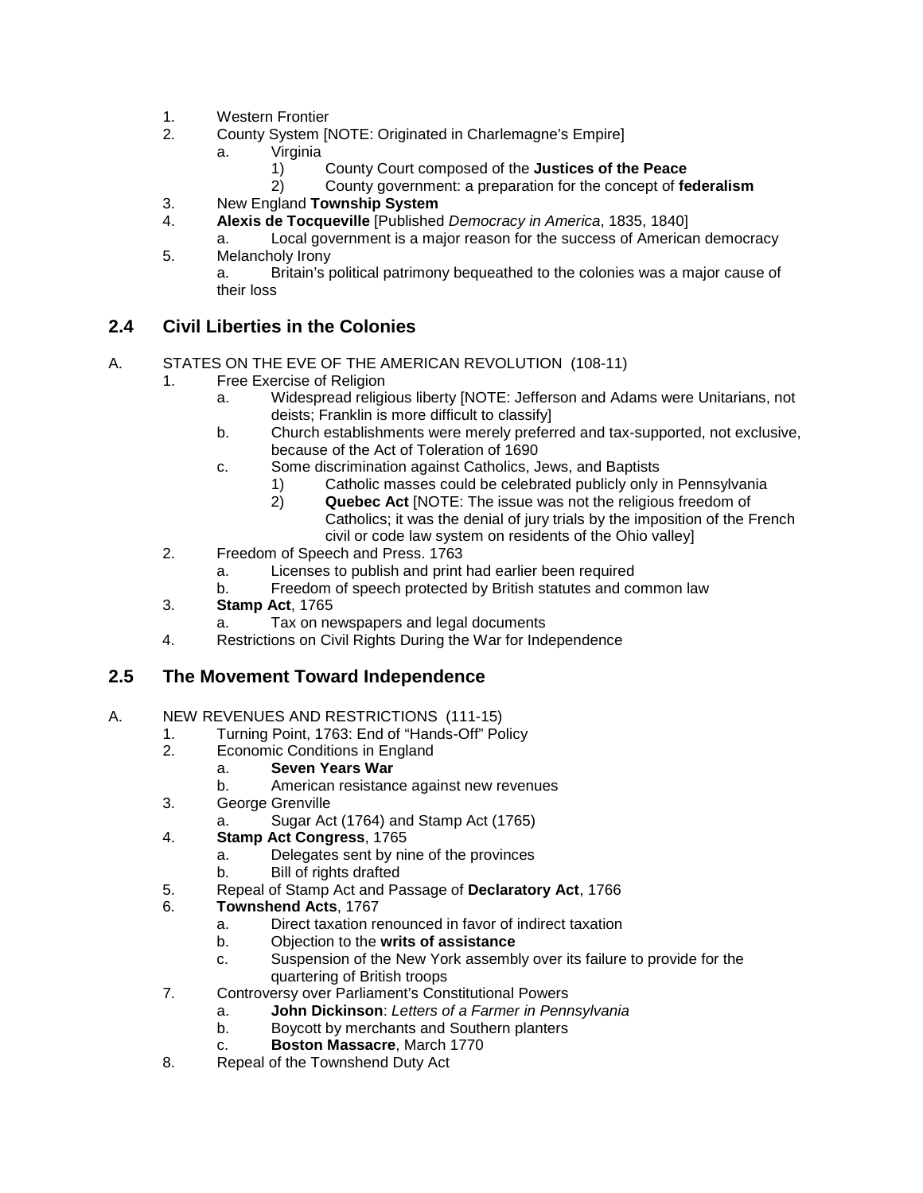1. Western Frontier
2. County System [NOTE: Originated in Charlemagne's Empire]
    a. Virginia
        1) County Court composed of the **Justices of the Peace**
        2) County government: a preparation for the concept of **federalism**
3. New England **Township System**
4. **Alexis de Tocqueville** [Published *Democracy in America*, 1835, 1840]
    a. Local government is a major reason for the success of American democracy
5. Melancholy Irony
    a. Britain's political patrimony bequeathed to the colonies was a major cause of their loss

## 2.4 Civil Liberties in the Colonies

A. STATES ON THE EVE OF THE AMERICAN REVOLUTION (108-11)
1. Free Exercise of Religion
    a. Widespread religious liberty [NOTE: Jefferson and Adams were Unitarians, not deists; Franklin is more difficult to classify]
    b. Church establishments were merely preferred and tax-supported, not exclusive, because of the Act of Toleration of 1690
    c. Some discrimination against Catholics, Jews, and Baptists
        1) Catholic masses could be celebrated publicly only in Pennsylvania
        2) **Quebec Act** [NOTE: The issue was not the religious freedom of Catholics; it was the denial of jury trials by the imposition of the French civil or code law system on residents of the Ohio valley]
2. Freedom of Speech and Press. 1763
    a. Licenses to publish and print had earlier been required
    b. Freedom of speech protected by British statutes and common law
3. **Stamp Act**, 1765
    a. Tax on newspapers and legal documents
4. Restrictions on Civil Rights During the War for Independence

## 2.5 The Movement Toward Independence

A. NEW REVENUES AND RESTRICTIONS (111-15)
1. Turning Point, 1763: End of "Hands-Off" Policy
2. Economic Conditions in England
    a. **Seven Years War**
    b. American resistance against new revenues
3. George Grenville
    a. Sugar Act (1764) and Stamp Act (1765)
4. **Stamp Act Congress**, 1765
    a. Delegates sent by nine of the provinces
    b. Bill of rights drafted
5. Repeal of Stamp Act and Passage of **Declaratory Act**, 1766
6. **Townshend Acts**, 1767
    a. Direct taxation renounced in favor of indirect taxation
    b. Objection to the **writs of assistance**
    c. Suspension of the New York assembly over its failure to provide for the quartering of British troops
7. Controversy over Parliament's Constitutional Powers
    a. **John Dickinson**: *Letters of a Farmer in Pennsylvania*
    b. Boycott by merchants and Southern planters
    c. **Boston Massacre**, March 1770
8. Repeal of the Townshend Duty Act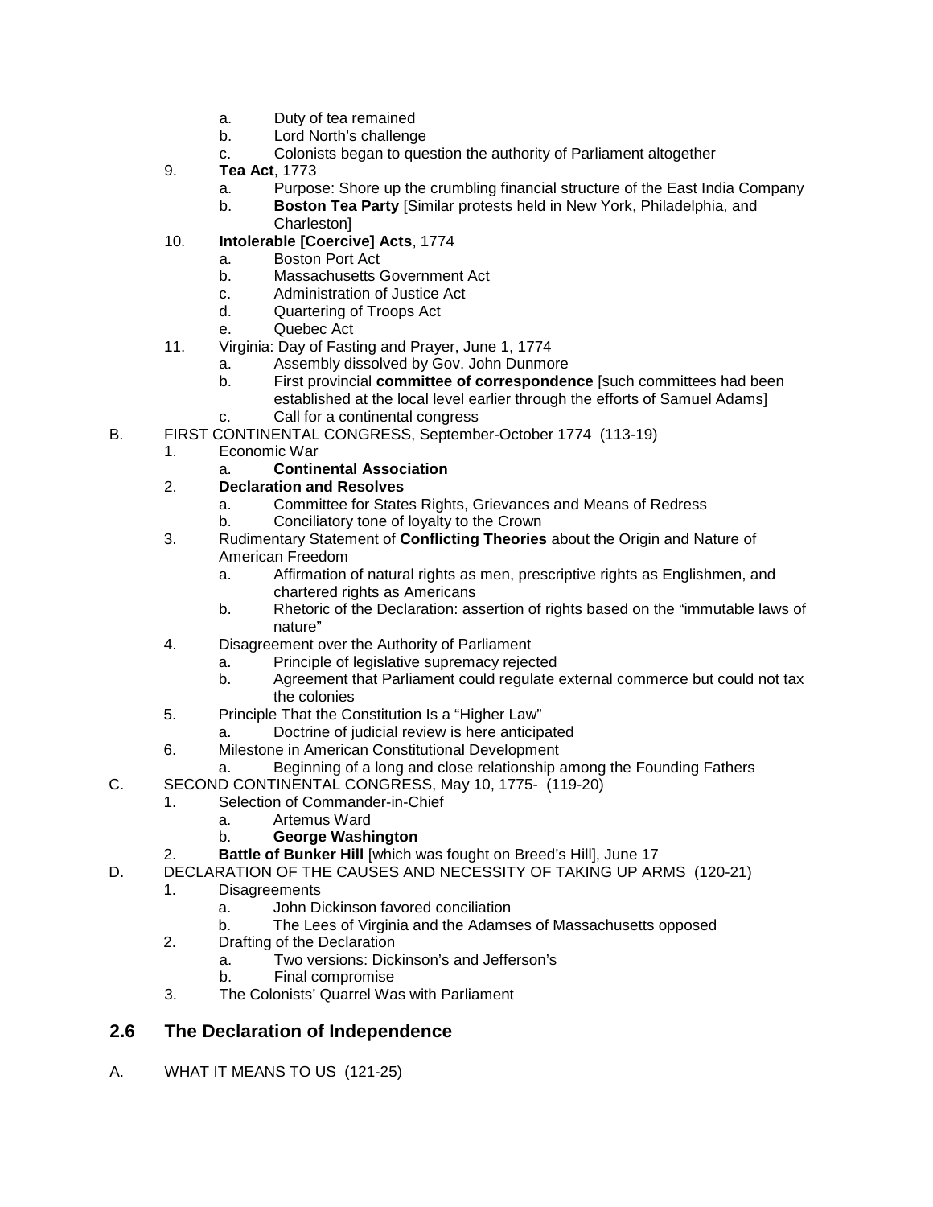a. Duty of tea remained
   b. Lord North's challenge
   c. Colonists began to question the authority of Parliament altogether

9. **Tea Act**, 1773
   a. Purpose: Shore up the crumbling financial structure of the East India Company
   b. **Boston Tea Party** [Similar protests held in New York, Philadelphia, and Charleston]

10. **Intolerable [Coercive] Acts**, 1774
   a. Boston Port Act
   b. Massachusetts Government Act
   c. Administration of Justice Act
   d. Quartering of Troops Act
   e. Quebec Act

11. Virginia: Day of Fasting and Prayer, June 1, 1774
   a. Assembly dissolved by Gov. John Dunmore
   b. First provincial **committee of correspondence** [such committees had been established at the local level earlier through the efforts of Samuel Adams]
   c. Call for a continental congress

B. FIRST CONTINENTAL CONGRESS, September-October 1774 (113-19)

1. Economic War
   a. **Continental Association**

2. **Declaration and Resolves**
   a. Committee for States Rights, Grievances and Means of Redress
   b. Conciliatory tone of loyalty to the Crown

3. Rudimentary Statement of **Conflicting Theories** about the Origin and Nature of American Freedom
   a. Affirmation of natural rights as men, prescriptive rights as Englishmen, and chartered rights as Americans
   b. Rhetoric of the Declaration: assertion of rights based on the "immutable laws of nature"

4. Disagreement over the Authority of Parliament
   a. Principle of legislative supremacy rejected
   b. Agreement that Parliament could regulate external commerce but could not tax the colonies

5. Principle That the Constitution Is a "Higher Law"
   a. Doctrine of judicial review is here anticipated

6. Milestone in American Constitutional Development
   a. Beginning of a long and close relationship among the Founding Fathers

C. SECOND CONTINENTAL CONGRESS, May 10, 1775- (119-20)

1. Selection of Commander-in-Chief
   a. Artemus Ward
   b. **George Washington**

2. **Battle of Bunker Hill** [which was fought on Breed's Hill], June 17

D. DECLARATION OF THE CAUSES AND NECESSITY OF TAKING UP ARMS (120-21)

1. Disagreements
   a. John Dickinson favored conciliation
   b. The Lees of Virginia and the Adamses of Massachusetts opposed

2. Drafting of the Declaration
   a. Two versions: Dickinson's and Jefferson's
   b. Final compromise

3. The Colonists' Quarrel Was with Parliament

## 2.6 The Declaration of Independence

A. WHAT IT MEANS TO US (121-25)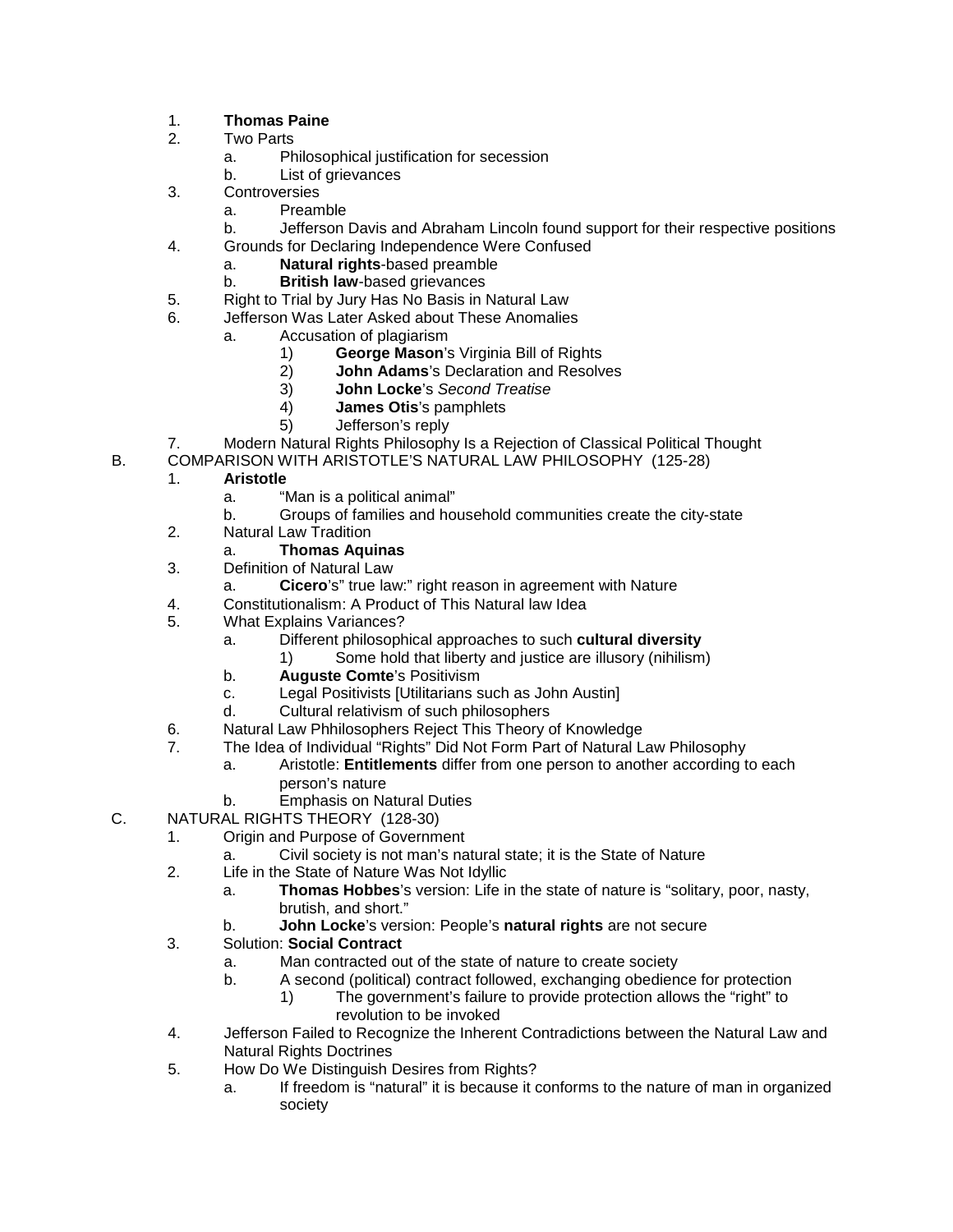1. **Thomas Paine**
2. Two Parts
    a. Philosophical justification for secession
    b. List of grievances
3. Controversies
    a. Preamble
    b. Jefferson Davis and Abraham Lincoln found support for their respective positions
4. Grounds for Declaring Independence Were Confused
    a. **Natural rights**-based preamble
    b. **British law**-based grievances
5. Right to Trial by Jury Has No Basis in Natural Law
6. Jefferson Was Later Asked about These Anomalies
    a. Accusation of plagiarism
        1) **George Mason**'s Virginia Bill of Rights
        2) **John Adams**'s Declaration and Resolves
        3) **John Locke**'s *Second Treatise*
        4) **James Otis**'s pamphlets
        5) Jefferson's reply
7. Modern Natural Rights Philosophy Is a Rejection of Classical Political Thought

B. COMPARISON WITH ARISTOTLE'S NATURAL LAW PHILOSOPHY (125-28)

1. **Aristotle**
    a. "Man is a political animal"
    b. Groups of families and household communities create the city-state
2. Natural Law Tradition
    a. **Thomas Aquinas**
3. Definition of Natural Law
    a. **Cicero**'s" true law:" right reason in agreement with Nature
4. Constitutionalism: A Product of This Natural law Idea
5. What Explains Variances?
    a. Different philosophical approaches to such **cultural diversity**
        1) Some hold that liberty and justice are illusory (nihilism)
    b. **Auguste Comte**'s Positivism
    c. Legal Positivists [Utilitarians such as John Austin]
    d. Cultural relativism of such philosophers
6. Natural Law Phhilosophers Reject This Theory of Knowledge
7. The Idea of Individual "Rights" Did Not Form Part of Natural Law Philosophy
    a. Aristotle: **Entitlements** differ from one person to another according to each person's nature
    b. Emphasis on Natural Duties

C. NATURAL RIGHTS THEORY (128-30)

1. Origin and Purpose of Government
    a. Civil society is not man's natural state; it is the State of Nature
2. Life in the State of Nature Was Not Idyllic
    a. **Thomas Hobbes**'s version: Life in the state of nature is "solitary, poor, nasty, brutish, and short."
    b. **John Locke**'s version: People's **natural rights** are not secure
3. Solution: **Social Contract**
    a. Man contracted out of the state of nature to create society
    b. A second (political) contract followed, exchanging obedience for protection
        1) The government's failure to provide protection allows the "right" to revolution to be invoked
4. Jefferson Failed to Recognize the Inherent Contradictions between the Natural Law and Natural Rights Doctrines
5. How Do We Distinguish Desires from Rights?
    a. If freedom is "natural" it is because it conforms to the nature of man in organized society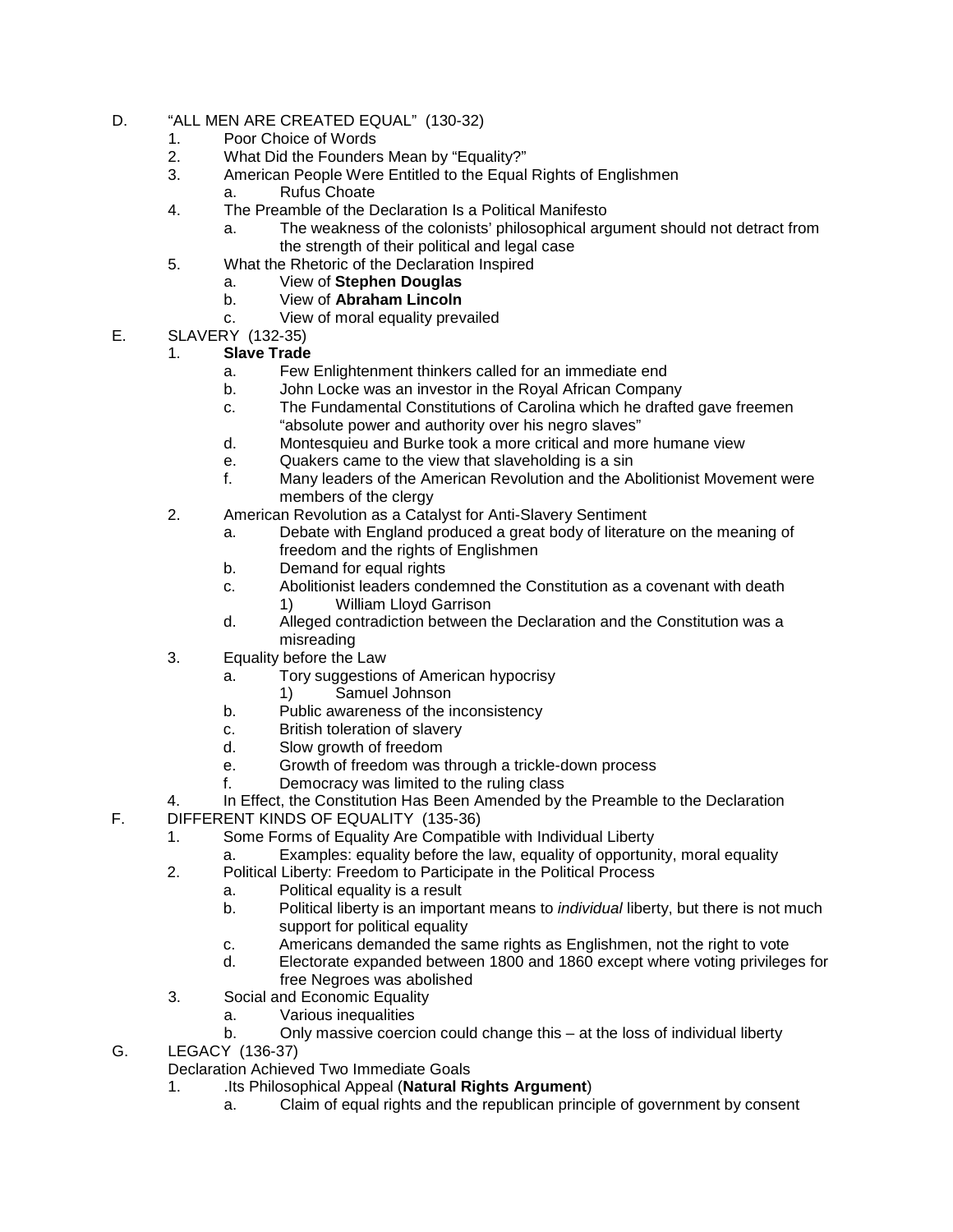D. "ALL MEN ARE CREATED EQUAL" (130-32)

1. Poor Choice of Words
2. What Did the Founders Mean by "Equality?"
3. American People Were Entitled to the Equal Rights of Englishmen
   a. Rufus Choate
4. The Preamble of the Declaration Is a Political Manifesto
   a. The weakness of the colonists' philosophical argument should not detract from the strength of their political and legal case
5. What the Rhetoric of the Declaration Inspired
   a. View of **Stephen Douglas**
   b. View of **Abraham Lincoln**
   c. View of moral equality prevailed

E. SLAVERY (132-35)

1. **Slave Trade**
   a. Few Enlightenment thinkers called for an immediate end
   b. John Locke was an investor in the Royal African Company
   c. The Fundamental Constitutions of Carolina which he drafted gave freemen "absolute power and authority over his negro slaves"
   d. Montesquieu and Burke took a more critical and more humane view
   e. Quakers came to the view that slaveholding is a sin
   f. Many leaders of the American Revolution and the Abolitionist Movement were members of the clergy
2. American Revolution as a Catalyst for Anti-Slavery Sentiment
   a. Debate with England produced a great body of literature on the meaning of freedom and the rights of Englishmen
   b. Demand for equal rights
   c. Abolitionist leaders condemned the Constitution as a covenant with death
      1) William Lloyd Garrison
   d. Alleged contradiction between the Declaration and the Constitution was a misreading
3. Equality before the Law
   a. Tory suggestions of American hypocrisy
      1) Samuel Johnson
   b. Public awareness of the inconsistency
   c. British toleration of slavery
   d. Slow growth of freedom
   e. Growth of freedom was through a trickle-down process
   f. Democracy was limited to the ruling class
4. In Effect, the Constitution Has Been Amended by the Preamble to the Declaration

F. DIFFERENT KINDS OF EQUALITY (135-36)

1. Some Forms of Equality Are Compatible with Individual Liberty
   a. Examples: equality before the law, equality of opportunity, moral equality
2. Political Liberty: Freedom to Participate in the Political Process
   a. Political equality is a result
   b. Political liberty is an important means to *individual* liberty, but there is not much support for political equality
   c. Americans demanded the same rights as Englishmen, not the right to vote
   d. Electorate expanded between 1800 and 1860 except where voting privileges for free Negroes was abolished
3. Social and Economic Equality
   a. Various inequalities
   b. Only massive coercion could change this – at the loss of individual liberty

G. LEGACY (136-37)

Declaration Achieved Two Immediate Goals

1. .Its Philosophical Appeal (**Natural Rights Argument**)
   a. Claim of equal rights and the republican principle of government by consent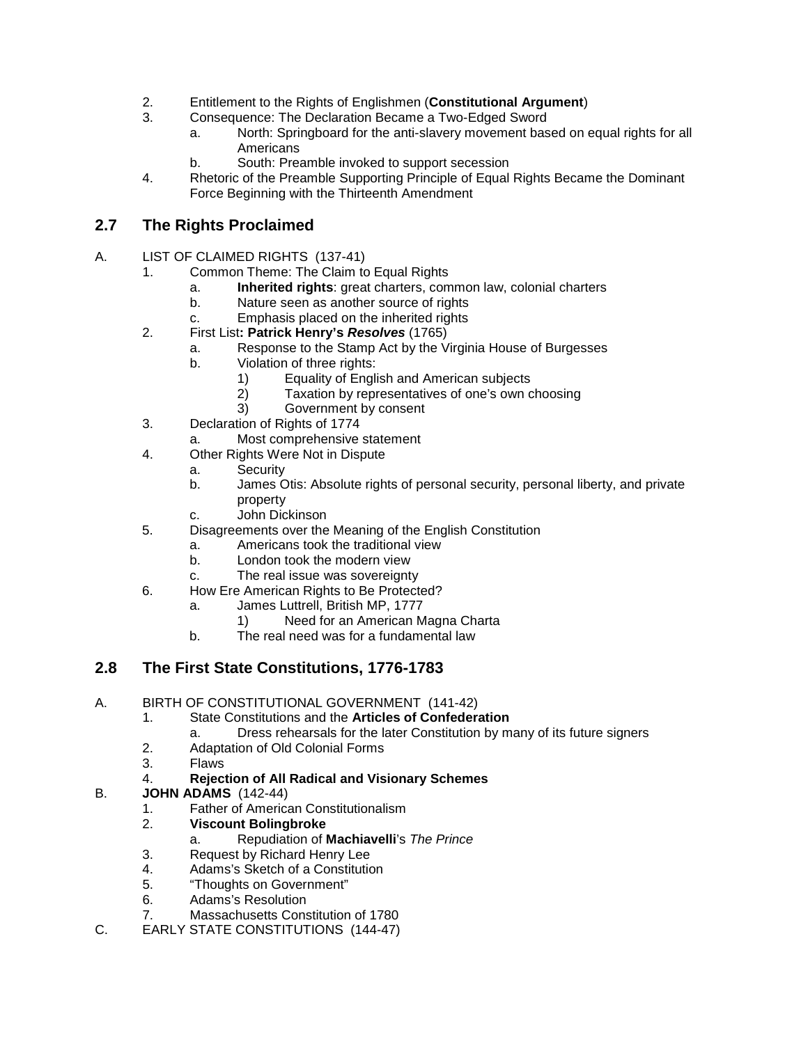2. Entitlement to the Rights of Englishmen (**Constitutional Argument**)
3. Consequence: The Declaration Became a Two-Edged Sword
    a. North: Springboard for the anti-slavery movement based on equal rights for all Americans
    b. South: Preamble invoked to support secession
4. Rhetoric of the Preamble Supporting Principle of Equal Rights Became the Dominant Force Beginning with the Thirteenth Amendment

## 2.7 The Rights Proclaimed

A. LIST OF CLAIMED RIGHTS (137-41)
1. Common Theme: The Claim to Equal Rights
    a. **Inherited rights**: great charters, common law, colonial charters
    b. Nature seen as another source of rights
    c. Emphasis placed on the inherited rights
2. First List**: Patrick Henry's *Resolves*** (1765)
    a. Response to the Stamp Act by the Virginia House of Burgesses
    b. Violation of three rights:
        1) Equality of English and American subjects
        2) Taxation by representatives of one's own choosing
        3) Government by consent
3. Declaration of Rights of 1774
    a. Most comprehensive statement
4. Other Rights Were Not in Dispute
    a. Security
    b. James Otis: Absolute rights of personal security, personal liberty, and private property
    c. John Dickinson
5. Disagreements over the Meaning of the English Constitution
    a. Americans took the traditional view
    b. London took the modern view
    c. The real issue was sovereignty
6. How Ere American Rights to Be Protected?
    a. James Luttrell, British MP, 1777
        1) Need for an American Magna Charta
    b. The real need was for a fundamental law

## 2.8 The First State Constitutions, 1776-1783

A. BIRTH OF CONSTITUTIONAL GOVERNMENT (141-42)
1. State Constitutions and the **Articles of Confederation**
    a. Dress rehearsals for the later Constitution by many of its future signers
2. Adaptation of Old Colonial Forms
3. Flaws
4. **Rejection of All Radical and Visionary Schemes**

B. **JOHN ADAMS** (142-44)
1. Father of American Constitutionalism
2. **Viscount Bolingbroke**
    a. Repudiation of **Machiavelli**'s *The Prince*
3. Request by Richard Henry Lee
4. Adams's Sketch of a Constitution
5. "Thoughts on Government"
6. Adams's Resolution
7. Massachusetts Constitution of 1780

C. EARLY STATE CONSTITUTIONS (144-47)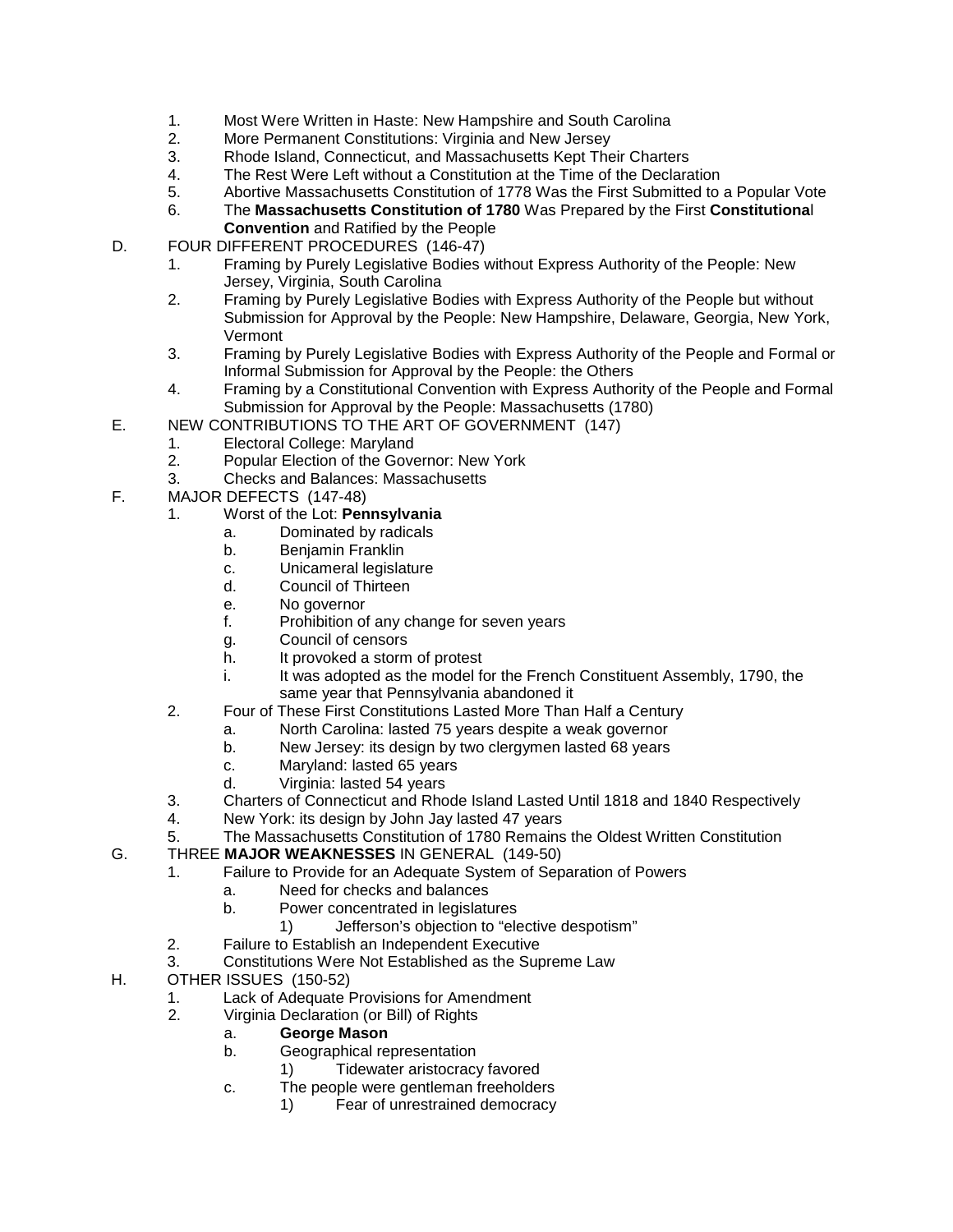1. Most Were Written in Haste: New Hampshire and South Carolina
2. More Permanent Constitutions: Virginia and New Jersey
3. Rhode Island, Connecticut, and Massachusetts Kept Their Charters
4. The Rest Were Left without a Constitution at the Time of the Declaration
5. Abortive Massachusetts Constitution of 1778 Was the First Submitted to a Popular Vote
6. The **Massachusetts Constitution of 1780** Was Prepared by the First **Constitutional Convention** and Ratified by the People

D. FOUR DIFFERENT PROCEDURES (146-47)
   1. Framing by Purely Legislative Bodies without Express Authority of the People: New Jersey, Virginia, South Carolina
   2. Framing by Purely Legislative Bodies with Express Authority of the People but without Submission for Approval by the People: New Hampshire, Delaware, Georgia, New York, Vermont
   3. Framing by Purely Legislative Bodies with Express Authority of the People and Formal or Informal Submission for Approval by the People: the Others
   4. Framing by a Constitutional Convention with Express Authority of the People and Formal Submission for Approval by the People: Massachusetts (1780)

E. NEW CONTRIBUTIONS TO THE ART OF GOVERNMENT (147)
   1. Electoral College: Maryland
   2. Popular Election of the Governor: New York
   3. Checks and Balances: Massachusetts

F. MAJOR DEFECTS (147-48)
   1. Worst of the Lot: **Pennsylvania**
      a. Dominated by radicals
      b. Benjamin Franklin
      c. Unicameral legislature
      d. Council of Thirteen
      e. No governor
      f. Prohibition of any change for seven years
      g. Council of censors
      h. It provoked a storm of protest
      i. It was adopted as the model for the French Constituent Assembly, 1790, the same year that Pennsylvania abandoned it
   2. Four of These First Constitutions Lasted More Than Half a Century
      a. North Carolina: lasted 75 years despite a weak governor
      b. New Jersey: its design by two clergymen lasted 68 years
      c. Maryland: lasted 65 years
      d. Virginia: lasted 54 years
   3. Charters of Connecticut and Rhode Island Lasted Until 1818 and 1840 Respectively
   4. New York: its design by John Jay lasted 47 years
   5. The Massachusetts Constitution of 1780 Remains the Oldest Written Constitution

G. THREE **MAJOR WEAKNESSES** IN GENERAL (149-50)
   1. Failure to Provide for an Adequate System of Separation of Powers
      a. Need for checks and balances
      b. Power concentrated in legislatures
         1) Jefferson's objection to "elective despotism"
   2. Failure to Establish an Independent Executive
   3. Constitutions Were Not Established as the Supreme Law

H. OTHER ISSUES (150-52)
   1. Lack of Adequate Provisions for Amendment
   2. Virginia Declaration (or Bill) of Rights
      a. **George Mason**
      b. Geographical representation
         1) Tidewater aristocracy favored
      c. The people were gentleman freeholders
         1) Fear of unrestrained democracy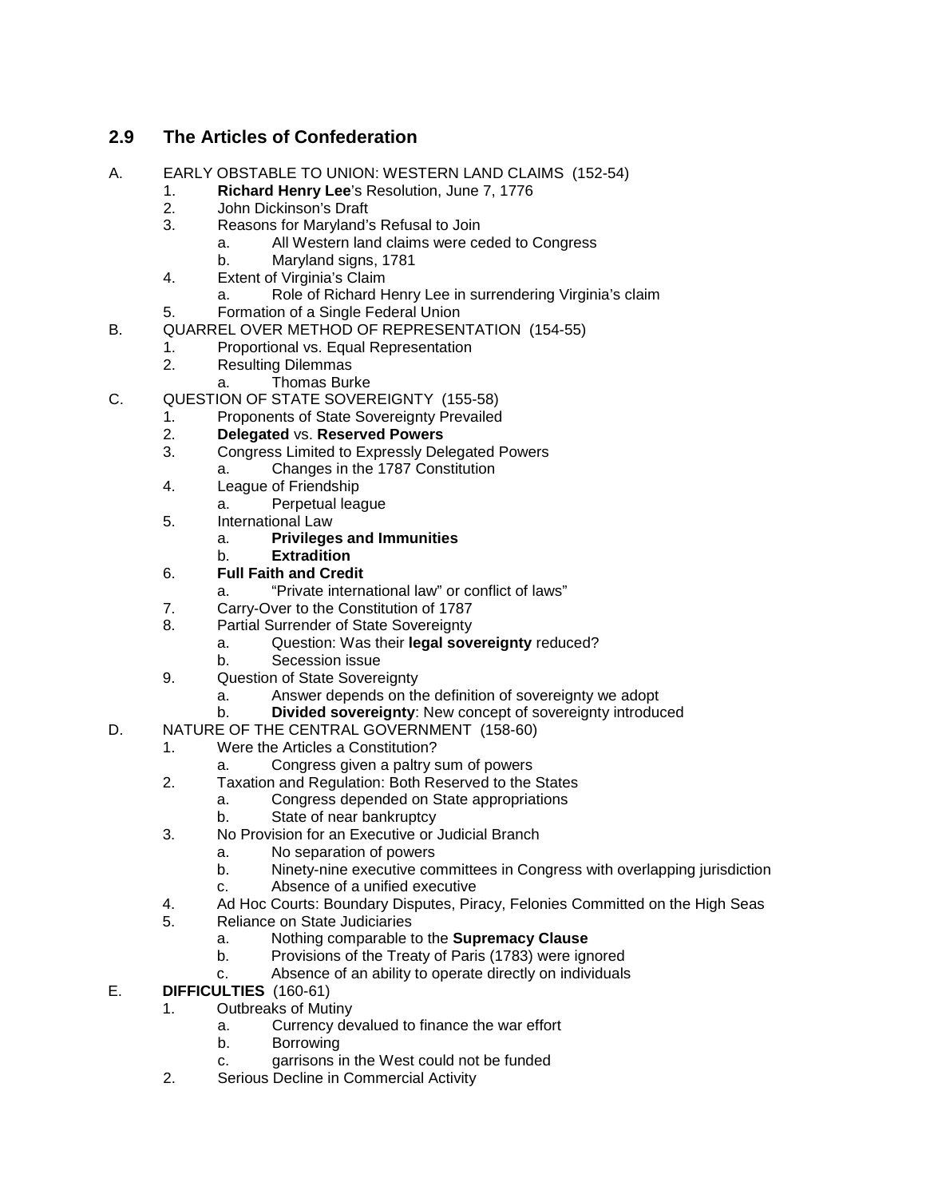## 2.9 The Articles of Confederation

A. EARLY OBSTABLE TO UNION: WESTERN LAND CLAIMS (152-54)
   1. **Richard Henry Lee**'s Resolution, June 7, 1776
   2. John Dickinson's Draft
   3. Reasons for Maryland's Refusal to Join
      a. All Western land claims were ceded to Congress
      b. Maryland signs, 1781
   4. Extent of Virginia's Claim
      a. Role of Richard Henry Lee in surrendering Virginia's claim
   5. Formation of a Single Federal Union

B. QUARREL OVER METHOD OF REPRESENTATION (154-55)
   1. Proportional vs. Equal Representation
   2. Resulting Dilemmas
      a. Thomas Burke

C. QUESTION OF STATE SOVEREIGNTY (155-58)
   1. Proponents of State Sovereignty Prevailed
   2. **Delegated** vs. **Reserved Powers**
   3. Congress Limited to Expressly Delegated Powers
      a. Changes in the 1787 Constitution
   4. League of Friendship
      a. Perpetual league
   5. International Law
      a. **Privileges and Immunities**
      b. **Extradition**
   6. **Full Faith and Credit**
      a. "Private international law" or conflict of laws"
   7. Carry-Over to the Constitution of 1787
   8. Partial Surrender of State Sovereignty
      a. Question: Was their **legal sovereignty** reduced?
      b. Secession issue
   9. Question of State Sovereignty
      a. Answer depends on the definition of sovereignty we adopt
      b. **Divided sovereignty**: New concept of sovereignty introduced

D. NATURE OF THE CENTRAL GOVERNMENT (158-60)
   1. Were the Articles a Constitution?
      a. Congress given a paltry sum of powers
   2. Taxation and Regulation: Both Reserved to the States
      a. Congress depended on State appropriations
      b. State of near bankruptcy
   3. No Provision for an Executive or Judicial Branch
      a. No separation of powers
      b. Ninety-nine executive committees in Congress with overlapping jurisdiction
      c. Absence of a unified executive
   4. Ad Hoc Courts: Boundary Disputes, Piracy, Felonies Committed on the High Seas
   5. Reliance on State Judiciaries
      a. Nothing comparable to the **Supremacy Clause**
      b. Provisions of the Treaty of Paris (1783) were ignored
      c. Absence of an ability to operate directly on individuals

E. **DIFFICULTIES** (160-61)
   1. Outbreaks of Mutiny
      a. Currency devalued to finance the war effort
      b. Borrowing
      c. garrisons in the West could not be funded
   2. Serious Decline in Commercial Activity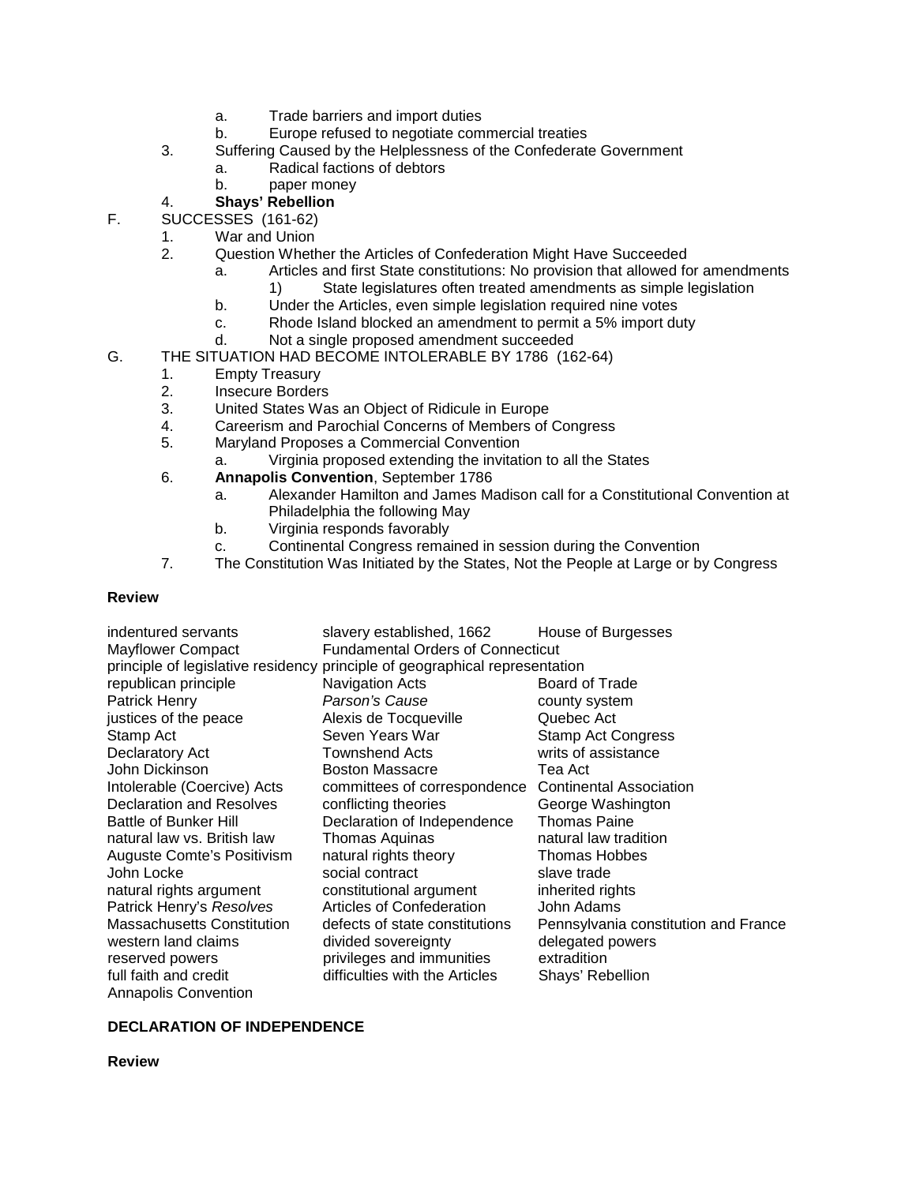a. Trade barriers and import duties
      b. Europe refused to negotiate commercial treaties
   3. Suffering Caused by the Helplessness of the Confederate Government
      a. Radical factions of debtors
      b. paper money
   4. **Shays' Rebellion**

F. SUCCESSES (161-62)
   1. War and Union
   2. Question Whether the Articles of Confederation Might Have Succeeded
      a. Articles and first State constitutions: No provision that allowed for amendments
         1) State legislatures often treated amendments as simple legislation
      b. Under the Articles, even simple legislation required nine votes
      c. Rhode Island blocked an amendment to permit a 5% import duty
      d. Not a single proposed amendment succeeded

G. THE SITUATION HAD BECOME INTOLERABLE BY 1786 (162-64)
   1. Empty Treasury
   2. Insecure Borders
   3. United States Was an Object of Ridicule in Europe
   4. Careerism and Parochial Concerns of Members of Congress
   5. Maryland Proposes a Commercial Convention
      a. Virginia proposed extending the invitation to all the States
   6. **Annapolis Convention**, September 1786
      a. Alexander Hamilton and James Madison call for a Constitutional Convention at Philadelphia the following May
      b. Virginia responds favorably
      c. Continental Congress remained in session during the Convention
   7. The Constitution Was Initiated by the States, Not the People at Large or by Congress

**Review**

| | | |
|---|---|---|
| indentured servants | slavery established, 1662 | House of Burgesses |
| Mayflower Compact | Fundamental Orders of Connecticut | |
| principle of legislative residency | principle of geographical representation | |
| republican principle | Navigation Acts | Board of Trade |
| Patrick Henry | *Parson's Cause* | county system |
| justices of the peace | Alexis de Tocqueville | Quebec Act |
| Stamp Act | Seven Years War | Stamp Act Congress |
| Declaratory Act | Townshend Acts | writs of assistance |
| John Dickinson | Boston Massacre | Tea Act |
| Intolerable (Coercive) Acts | committees of correspondence | Continental Association |
| Declaration and Resolves | conflicting theories | George Washington |
| Battle of Bunker Hill | Declaration of Independence | Thomas Paine |
| natural law vs. British law | Thomas Aquinas | natural law tradition |
| Auguste Comte's Positivism | natural rights theory | Thomas Hobbes |
| John Locke | social contract | slave trade |
| natural rights argument | constitutional argument | inherited rights |
| Patrick Henry's *Resolves* | Articles of Confederation | John Adams |
| Massachusetts Constitution | defects of state constitutions | Pennsylvania constitution and France |
| western land claims | divided sovereignty | delegated powers |
| reserved powers | privileges and immunities | extradition |
| full faith and credit | difficulties with the Articles | Shays' Rebellion |
| Annapolis Convention | | |

**DECLARATION OF INDEPENDENCE**

**Review**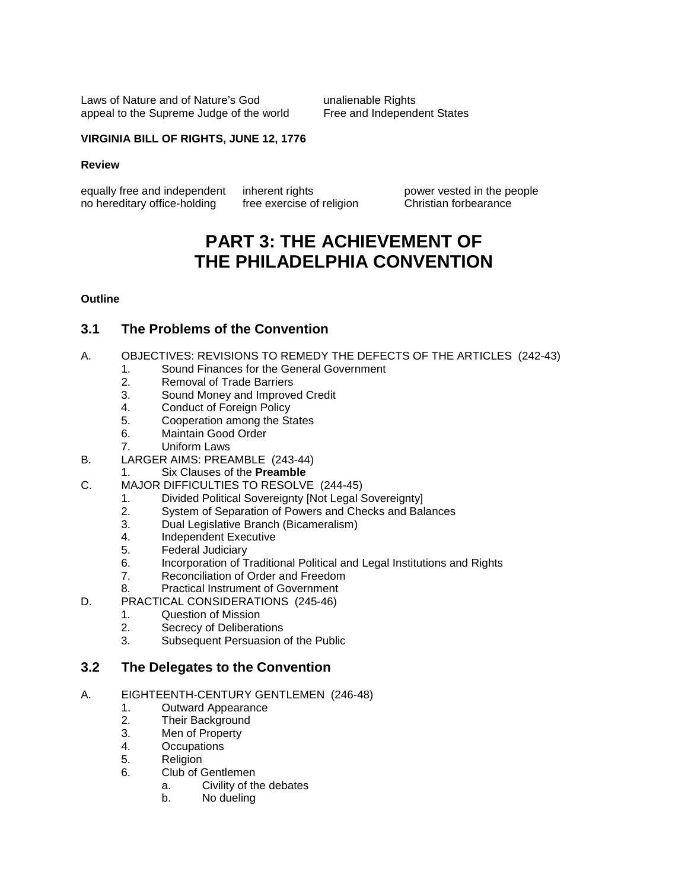Laws of Nature and of Nature's God
appeal to the Supreme Judge of the world
unalienable Rights
Free and Independent States

**VIRGINIA BILL OF RIGHTS, JUNE 12, 1776**

**Review**

equally free and independent
no hereditary office-holding
inherent rights
free exercise of religion
power vested in the people
Christian forbearance

# PART 3: THE ACHIEVEMENT OF THE PHILADELPHIA CONVENTION

**Outline**

## 3.1 The Problems of the Convention

A. OBJECTIVES: REVISIONS TO REMEDY THE DEFECTS OF THE ARTICLES (242-43)
   1. Sound Finances for the General Government
   2. Removal of Trade Barriers
   3. Sound Money and Improved Credit
   4. Conduct of Foreign Policy
   5. Cooperation among the States
   6. Maintain Good Order
   7. Uniform Laws

B. LARGER AIMS: PREAMBLE (243-44)
   1. Six Clauses of the **Preamble**

C. MAJOR DIFFICULTIES TO RESOLVE (244-45)
   1. Divided Political Sovereignty [Not Legal Sovereignty]
   2. System of Separation of Powers and Checks and Balances
   3. Dual Legislative Branch (Bicameralism)
   4. Independent Executive
   5. Federal Judiciary
   6. Incorporation of Traditional Political and Legal Institutions and Rights
   7. Reconciliation of Order and Freedom
   8. Practical Instrument of Government

D. PRACTICAL CONSIDERATIONS (245-46)
   1. Question of Mission
   2. Secrecy of Deliberations
   3. Subsequent Persuasion of the Public

## 3.2 The Delegates to the Convention

A. EIGHTEENTH-CENTURY GENTLEMEN (246-48)
   1. Outward Appearance
   2. Their Background
   3. Men of Property
   4. Occupations
   5. Religion
   6. Club of Gentlemen
      a. Civility of the debates
      b. No dueling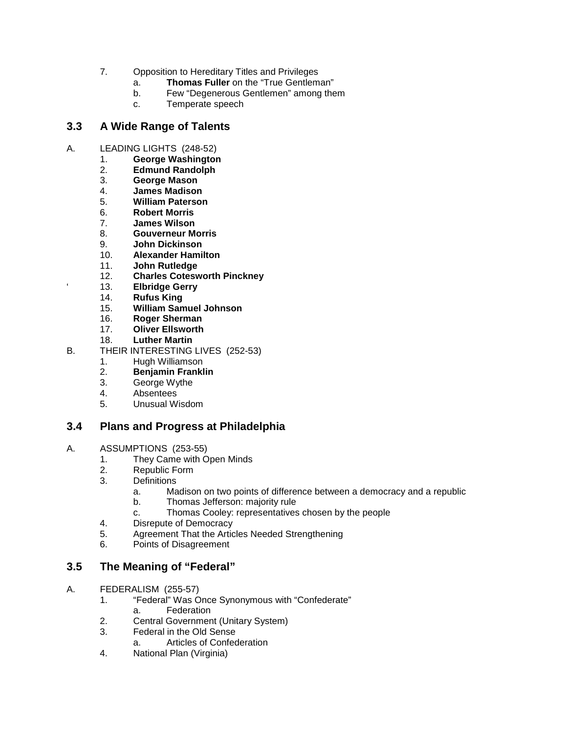7. Opposition to Hereditary Titles and Privileges
    a. **Thomas Fuller** on the “True Gentleman”
    b. Few “Degenerous Gentlemen” among them
    c. Temperate speech

## 3.3 A Wide Range of Talents

A. LEADING LIGHTS (248-52)
    1. **George Washington**
    2. **Edmund Randolph**
    3. **George Mason**
    4. **James Madison**
    5. **William Paterson**
    6. **Robert Morris**
    7. **James Wilson**
    8. **Gouverneur Morris**
    9. **John Dickinson**
    10. **Alexander Hamilton**
    11. **John Rutledge**
    12. **Charles Cotesworth Pinckney**
    13. **Elbridge Gerry**
    14. **Rufus King**
    15. **William Samuel Johnson**
    16. **Roger Sherman**
    17. **Oliver Ellsworth**
    18. **Luther Martin**

B. THEIR INTERESTING LIVES (252-53)
    1. Hugh Williamson
    2. **Benjamin Franklin**
    3. George Wythe
    4. Absentees
    5. Unusual Wisdom

## 3.4 Plans and Progress at Philadelphia

A. ASSUMPTIONS (253-55)
    1. They Came with Open Minds
    2. Republic Form
    3. Definitions
        a. Madison on two points of difference between a democracy and a republic
        b. Thomas Jefferson: majority rule
        c. Thomas Cooley: representatives chosen by the people
    4. Disrepute of Democracy
    5. Agreement That the Articles Needed Strengthening
    6. Points of Disagreement

## 3.5 The Meaning of “Federal”

A. FEDERALISM (255-57)
    1. “Federal” Was Once Synonymous with “Confederate”
        a. Federation
    2. Central Government (Unitary System)
    3. Federal in the Old Sense
        a. Articles of Confederation
    4. National Plan (Virginia)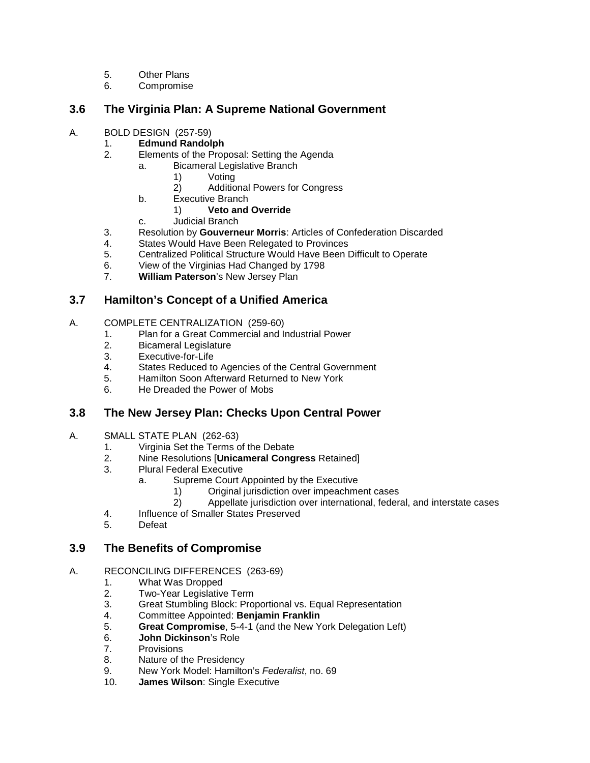5. Other Plans
6. Compromise

## 3.6 The Virginia Plan: A Supreme National Government

A. BOLD DESIGN (257-59)
   1. **Edmund Randolph**
   2. Elements of the Proposal: Setting the Agenda
      a. Bicameral Legislative Branch
         1) Voting
         2) Additional Powers for Congress
      b. Executive Branch
         1) **Veto and Override**
      c. Judicial Branch
   3. Resolution by **Gouverneur Morris**: Articles of Confederation Discarded
   4. States Would Have Been Relegated to Provinces
   5. Centralized Political Structure Would Have Been Difficult to Operate
   6. View of the Virginias Had Changed by 1798
   7. **William Paterson**'s New Jersey Plan

## 3.7 Hamilton's Concept of a Unified America

A. COMPLETE CENTRALIZATION (259-60)
   1. Plan for a Great Commercial and Industrial Power
   2. Bicameral Legislature
   3. Executive-for-Life
   4. States Reduced to Agencies of the Central Government
   5. Hamilton Soon Afterward Returned to New York
   6. He Dreaded the Power of Mobs

## 3.8 The New Jersey Plan: Checks Upon Central Power

A. SMALL STATE PLAN (262-63)
   1. Virginia Set the Terms of the Debate
   2. Nine Resolutions [**Unicameral Congress** Retained]
   3. Plural Federal Executive
      a. Supreme Court Appointed by the Executive
         1) Original jurisdiction over impeachment cases
         2) Appellate jurisdiction over international, federal, and interstate cases
   4. Influence of Smaller States Preserved
   5. Defeat

## 3.9 The Benefits of Compromise

A. RECONCILING DIFFERENCES (263-69)
   1. What Was Dropped
   2. Two-Year Legislative Term
   3. Great Stumbling Block: Proportional vs. Equal Representation
   4. Committee Appointed: **Benjamin Franklin**
   5. **Great Compromise**, 5-4-1 (and the New York Delegation Left)
   6. **John Dickinson**'s Role
   7. Provisions
   8. Nature of the Presidency
   9. New York Model: Hamilton's *Federalist*, no. 69
   10. **James Wilson**: Single Executive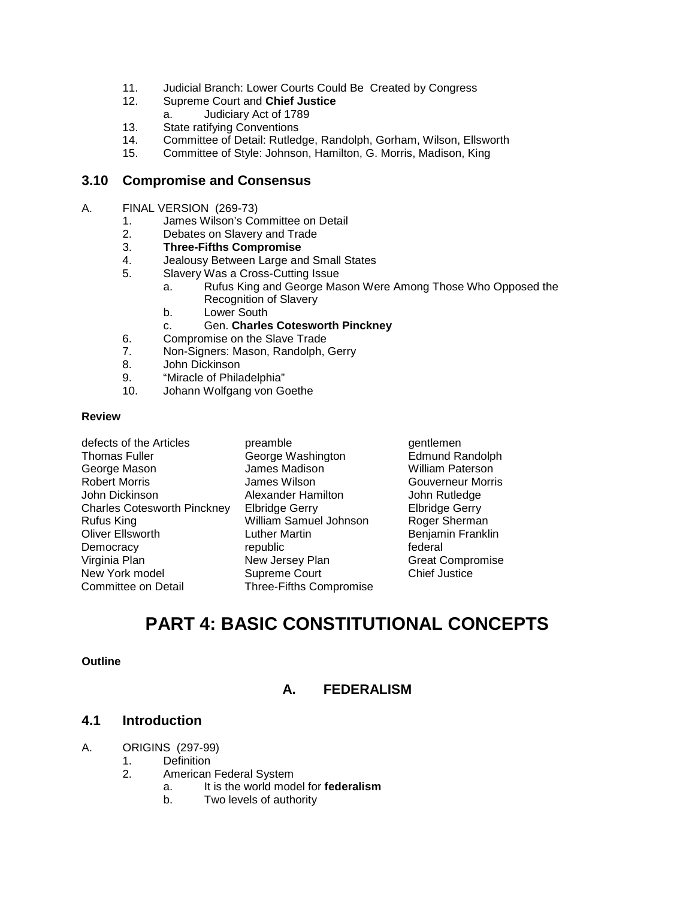11. Judicial Branch: Lower Courts Could Be Created by Congress
12. Supreme Court and **Chief Justice**
    a. Judiciary Act of 1789
13. State ratifying Conventions
14. Committee of Detail: Rutledge, Randolph, Gorham, Wilson, Ellsworth
15. Committee of Style: Johnson, Hamilton, G. Morris, Madison, King

## 3.10 Compromise and Consensus

A. FINAL VERSION (269-73)
1. James Wilson's Committee on Detail
2. Debates on Slavery and Trade
3. **Three-Fifths Compromise**
4. Jealousy Between Large and Small States
5. Slavery Was a Cross-Cutting Issue
    a. Rufus King and George Mason Were Among Those Who Opposed the Recognition of Slavery
    b. Lower South
    c. Gen. **Charles Cotesworth Pinckney**
6. Compromise on the Slave Trade
7. Non-Signers: Mason, Randolph, Gerry
8. John Dickinson
9. "Miracle of Philadelphia"
10. Johann Wolfgang von Goethe

**Review**

| | | |
|---|---|---|
| defects of the Articles | preamble | gentlemen |
| Thomas Fuller | George Washington | Edmund Randolph |
| George Mason | James Madison | William Paterson |
| Robert Morris | James Wilson | Gouverneur Morris |
| John Dickinson | Alexander Hamilton | John Rutledge |
| Charles Cotesworth Pinckney | Elbridge Gerry | Elbridge Gerry |
| Rufus King | William Samuel Johnson | Roger Sherman |
| Oliver Ellsworth | Luther Martin | Benjamin Franklin |
| Democracy | republic | federal |
| Virginia Plan | New Jersey Plan | Great Compromise |
| New York model | Supreme Court | Chief Justice |
| Committee on Detail | Three-Fifths Compromise | |

# PART 4: BASIC CONSTITUTIONAL CONCEPTS

**Outline**

### A. FEDERALISM

## 4.1 Introduction

A. ORIGINS (297-99)
1. Definition
2. American Federal System
    a. It is the world model for **federalism**
    b. Two levels of authority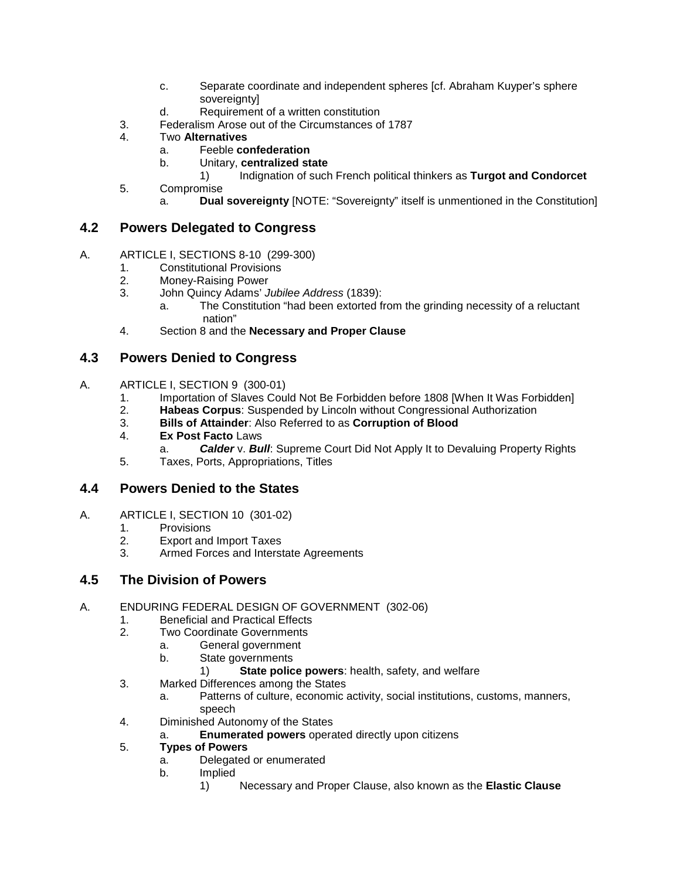- c. Separate coordinate and independent spheres [cf. Abraham Kuyper's sphere sovereignty]
   - d. Requirement of a written constitution
3. Federalism Arose out of the Circumstances of 1787
4. Two **Alternatives**
   - a. Feeble **confederation**
   - b. Unitary, **centralized state**
     - 1) Indignation of such French political thinkers as **Turgot and Condorcet**
5. Compromise
   - a. **Dual sovereignty** [NOTE: "Sovereignty" itself is unmentioned in the Constitution]

## 4.2 Powers Delegated to Congress

A. ARTICLE I, SECTIONS 8-10 (299-300)
1. Constitutional Provisions
2. Money-Raising Power
3. John Quincy Adams' *Jubilee Address* (1839):
   - a. The Constitution "had been extorted from the grinding necessity of a reluctant nation"
4. Section 8 and the **Necessary and Proper Clause**

## 4.3 Powers Denied to Congress

A. ARTICLE I, SECTION 9 (300-01)
1. Importation of Slaves Could Not Be Forbidden before 1808 [When It Was Forbidden]
2. **Habeas Corpus**: Suspended by Lincoln without Congressional Authorization
3. **Bills of Attainder**: Also Referred to as **Corruption of Blood**
4. **Ex Post Facto** Laws
   - a. ***Calder*** v. ***Bull***: Supreme Court Did Not Apply It to Devaluing Property Rights
5. Taxes, Ports, Appropriations, Titles

## 4.4 Powers Denied to the States

A. ARTICLE I, SECTION 10 (301-02)
1. Provisions
2. Export and Import Taxes
3. Armed Forces and Interstate Agreements

## 4.5 The Division of Powers

A. ENDURING FEDERAL DESIGN OF GOVERNMENT (302-06)
1. Beneficial and Practical Effects
2. Two Coordinate Governments
   - a. General government
   - b. State governments
     - 1) **State police powers**: health, safety, and welfare
3. Marked Differences among the States
   - a. Patterns of culture, economic activity, social institutions, customs, manners, speech
4. Diminished Autonomy of the States
   - a. **Enumerated powers** operated directly upon citizens
5. **Types of Powers**
   - a. Delegated or enumerated
   - b. Implied
     - 1) Necessary and Proper Clause, also known as the **Elastic Clause**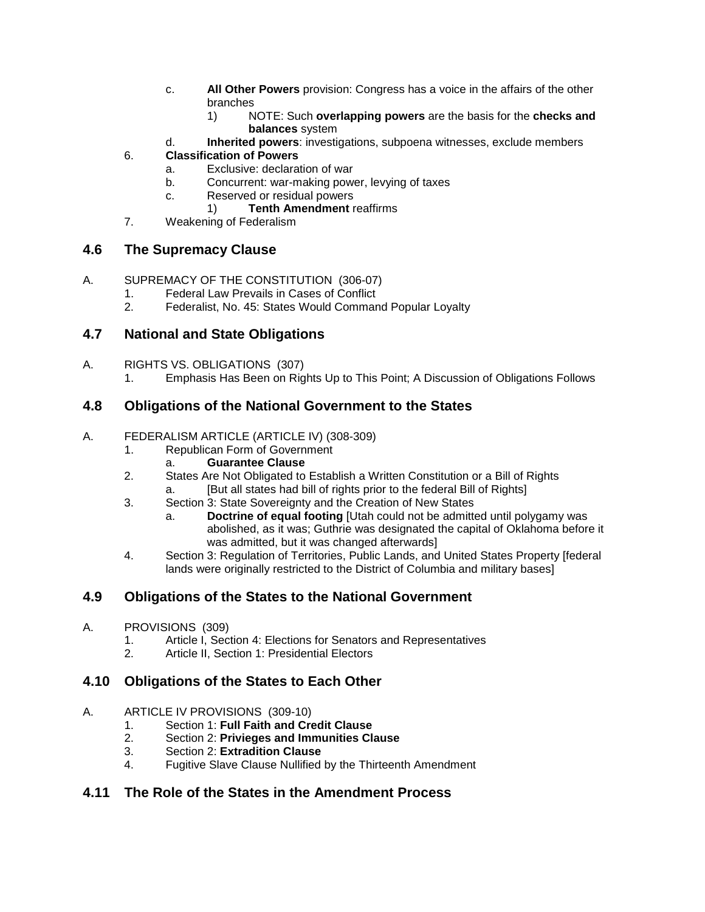c. **All Other Powers** provision: Congress has a voice in the affairs of the other branches
   1) NOTE: Such **overlapping powers** are the basis for the **checks and balances** system
d. **Inherited powers**: investigations, subpoena witnesses, exclude members

6. **Classification of Powers**
   a. Exclusive: declaration of war
   b. Concurrent: war-making power, levying of taxes
   c. Reserved or residual powers
      1) **Tenth Amendment** reaffirms
7. Weakening of Federalism

## 4.6 The Supremacy Clause

A. SUPREMACY OF THE CONSTITUTION (306-07)
   1. Federal Law Prevails in Cases of Conflict
   2. Federalist, No. 45: States Would Command Popular Loyalty

## 4.7 National and State Obligations

A. RIGHTS VS. OBLIGATIONS (307)
   1. Emphasis Has Been on Rights Up to This Point; A Discussion of Obligations Follows

## 4.8 Obligations of the National Government to the States

A. FEDERALISM ARTICLE (ARTICLE IV) (308-309)
   1. Republican Form of Government
      a. **Guarantee Clause**
   2. States Are Not Obligated to Establish a Written Constitution or a Bill of Rights
      a. [But all states had bill of rights prior to the federal Bill of Rights]
   3. Section 3: State Sovereignty and the Creation of New States
      a. **Doctrine of equal footing** [Utah could not be admitted until polygamy was abolished, as it was; Guthrie was designated the capital of Oklahoma before it was admitted, but it was changed afterwards]
   4. Section 3: Regulation of Territories, Public Lands, and United States Property [federal lands were originally restricted to the District of Columbia and military bases]

## 4.9 Obligations of the States to the National Government

A. PROVISIONS (309)
   1. Article I, Section 4: Elections for Senators and Representatives
   2. Article II, Section 1: Presidential Electors

## 4.10 Obligations of the States to Each Other

A. ARTICLE IV PROVISIONS (309-10)
   1. Section 1: **Full Faith and Credit Clause**
   2. Section 2: **Privieges and Immunities Clause**
   3. Section 2: **Extradition Clause**
   4. Fugitive Slave Clause Nullified by the Thirteenth Amendment

## 4.11 The Role of the States in the Amendment Process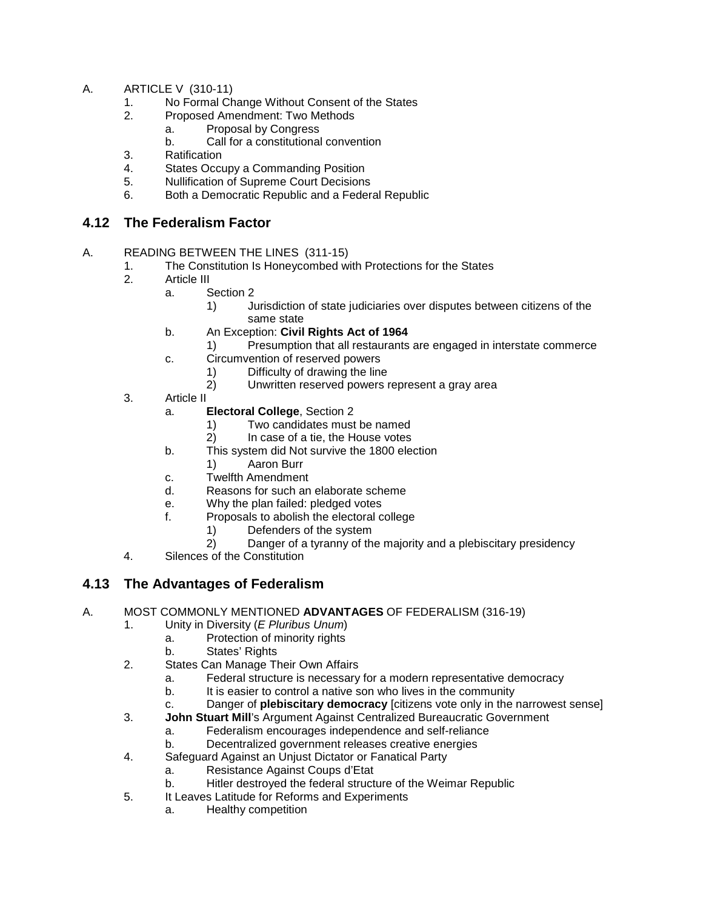A. ARTICLE V (310-11)
   1. No Formal Change Without Consent of the States
   2. Proposed Amendment: Two Methods
      a. Proposal by Congress
      b. Call for a constitutional convention
   3. Ratification
   4. States Occupy a Commanding Position
   5. Nullification of Supreme Court Decisions
   6. Both a Democratic Republic and a Federal Republic

## 4.12 The Federalism Factor

A. READING BETWEEN THE LINES (311-15)
   1. The Constitution Is Honeycombed with Protections for the States
   2. Article III
      a. Section 2
         1) Jurisdiction of state judiciaries over disputes between citizens of the same state
      b. An Exception: **Civil Rights Act of 1964**
         1) Presumption that all restaurants are engaged in interstate commerce
      c. Circumvention of reserved powers
         1) Difficulty of drawing the line
         2) Unwritten reserved powers represent a gray area
   3. Article II
      a. **Electoral College**, Section 2
         1) Two candidates must be named
         2) In case of a tie, the House votes
      b. This system did Not survive the 1800 election
         1) Aaron Burr
      c. Twelfth Amendment
      d. Reasons for such an elaborate scheme
      e. Why the plan failed: pledged votes
      f. Proposals to abolish the electoral college
         1) Defenders of the system
         2) Danger of a tyranny of the majority and a plebiscitary presidency
   4. Silences of the Constitution

## 4.13 The Advantages of Federalism

A. MOST COMMONLY MENTIONED **ADVANTAGES** OF FEDERALISM (316-19)
   1. Unity in Diversity (*E Pluribus Unum*)
      a. Protection of minority rights
      b. States' Rights
   2. States Can Manage Their Own Affairs
      a. Federal structure is necessary for a modern representative democracy
      b. It is easier to control a native son who lives in the community
      c. Danger of **plebiscitary democracy** [citizens vote only in the narrowest sense]
   3. **John Stuart Mill**'s Argument Against Centralized Bureaucratic Government
      a. Federalism encourages independence and self-reliance
      b. Decentralized government releases creative energies
   4. Safeguard Against an Unjust Dictator or Fanatical Party
      a. Resistance Against Coups d'Etat
      b. Hitler destroyed the federal structure of the Weimar Republic
   5. It Leaves Latitude for Reforms and Experiments
      a. Healthy competition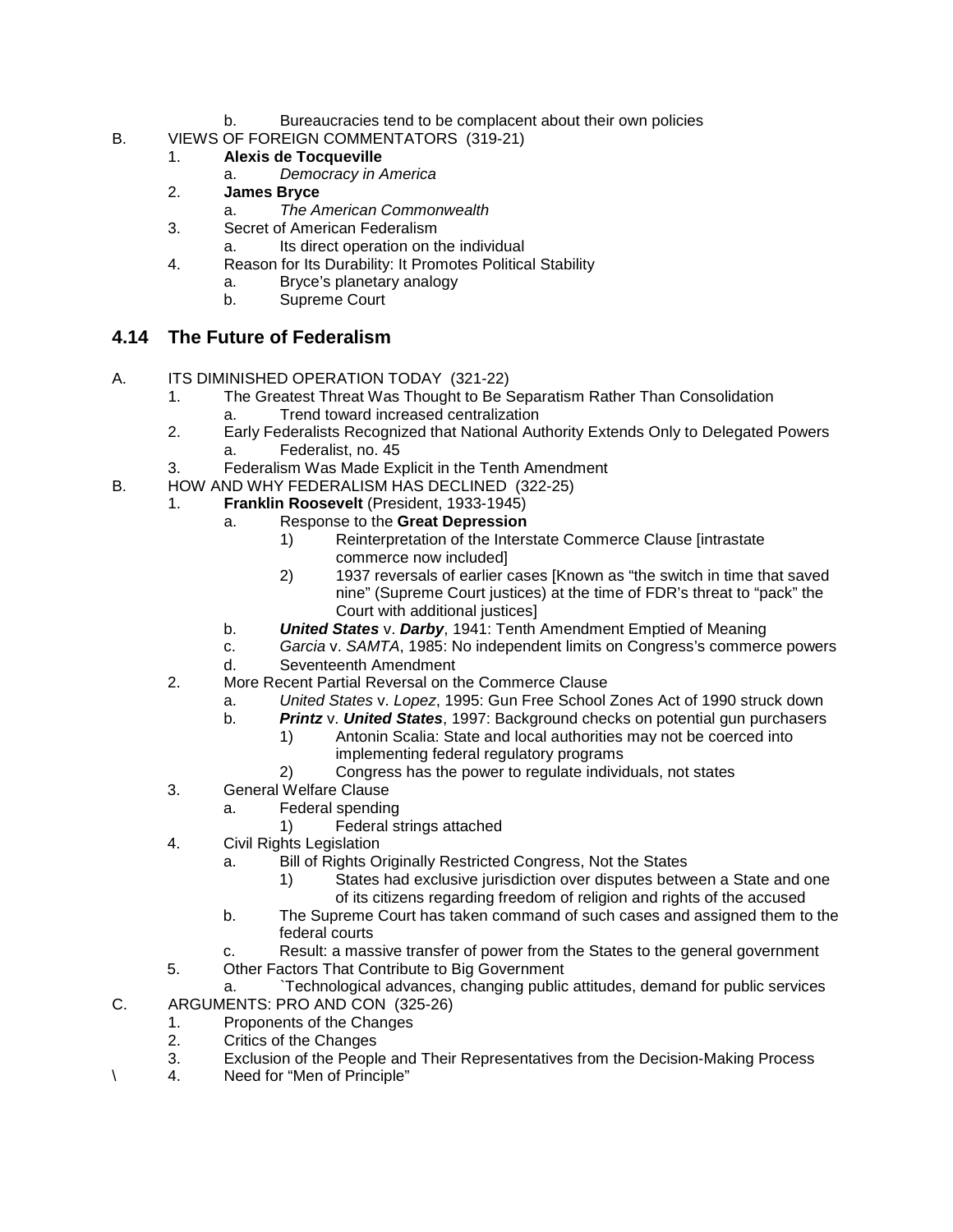b. Bureaucracies tend to be complacent about their own policies

B. VIEWS OF FOREIGN COMMENTATORS (319-21)
   1. **Alexis de Tocqueville**
      a. *Democracy in America*
   2. **James Bryce**
      a. *The American Commonwealth*
   3. Secret of American Federalism
      a. Its direct operation on the individual
   4. Reason for Its Durability: It Promotes Political Stability
      a. Bryce's planetary analogy
      b. Supreme Court

## 4.14 The Future of Federalism

A. ITS DIMINISHED OPERATION TODAY (321-22)
   1. The Greatest Threat Was Thought to Be Separatism Rather Than Consolidation
      a. Trend toward increased centralization
   2. Early Federalists Recognized that National Authority Extends Only to Delegated Powers
      a. Federalist, no. 45
   3. Federalism Was Made Explicit in the Tenth Amendment

B. HOW AND WHY FEDERALISM HAS DECLINED (322-25)
   1. **Franklin Roosevelt** (President, 1933-1945)
      a. Response to the **Great Depression**
         1) Reinterpretation of the Interstate Commerce Clause [intrastate commerce now included]
         2) 1937 reversals of earlier cases [Known as "the switch in time that saved nine" (Supreme Court justices) at the time of FDR's threat to "pack" the Court with additional justices]
      b. ***United States*** v. ***Darby***, 1941: Tenth Amendment Emptied of Meaning
      c. *Garcia* v. *SAMTA*, 1985: No independent limits on Congress's commerce powers
      d. Seventeenth Amendment
   2. More Recent Partial Reversal on the Commerce Clause
      a. *United States* v. *Lopez*, 1995: Gun Free School Zones Act of 1990 struck down
      b. ***Printz*** v. ***United States***, 1997: Background checks on potential gun purchasers
         1) Antonin Scalia: State and local authorities may not be coerced into implementing federal regulatory programs
         2) Congress has the power to regulate individuals, not states
   3. General Welfare Clause
      a. Federal spending
         1) Federal strings attached
   4. Civil Rights Legislation
      a. Bill of Rights Originally Restricted Congress, Not the States
         1) States had exclusive jurisdiction over disputes between a State and one of its citizens regarding freedom of religion and rights of the accused
      b. The Supreme Court has taken command of such cases and assigned them to the federal courts
      c. Result: a massive transfer of power from the States to the general government
   5. Other Factors That Contribute to Big Government
      a. `Technological advances, changing public attitudes, demand for public services

C. ARGUMENTS: PRO AND CON (325-26)
   1. Proponents of the Changes
   2. Critics of the Changes
   3. Exclusion of the People and Their Representatives from the Decision-Making Process
   4. Need for "Men of Principle"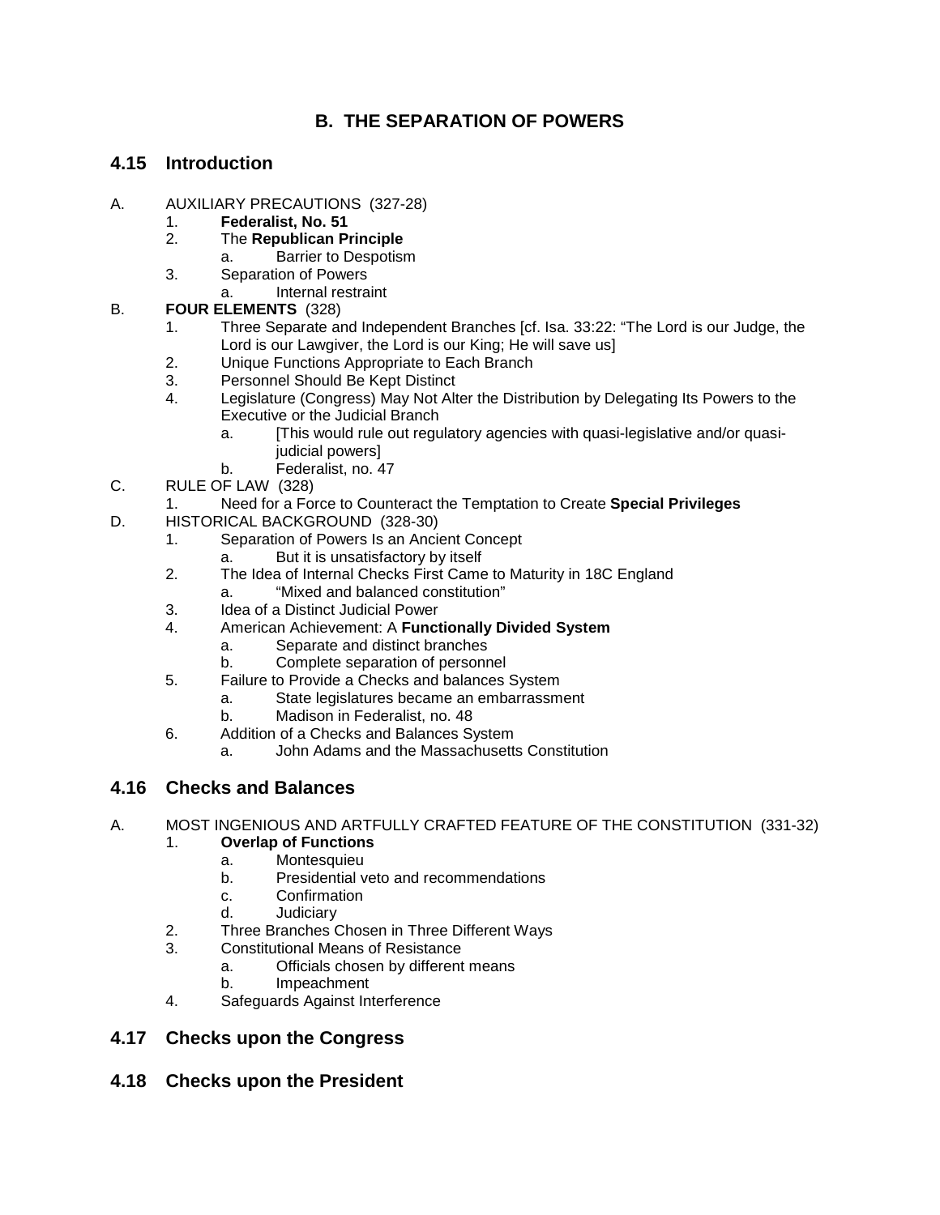## B. THE SEPARATION OF POWERS

### 4.15 Introduction

A. AUXILIARY PRECAUTIONS (327-28)
  1. **Federalist, No. 51**
  2. The **Republican Principle**
     a. Barrier to Despotism
  3. Separation of Powers
     a. Internal restraint

B. **FOUR ELEMENTS** (328)
  1. Three Separate and Independent Branches [cf. Isa. 33:22: "The Lord is our Judge, the Lord is our Lawgiver, the Lord is our King; He will save us]
  2. Unique Functions Appropriate to Each Branch
  3. Personnel Should Be Kept Distinct
  4. Legislature (Congress) May Not Alter the Distribution by Delegating Its Powers to the Executive or the Judicial Branch
     a. [This would rule out regulatory agencies with quasi-legislative and/or quasi-judicial powers]
     b. Federalist, no. 47

C. RULE OF LAW (328)
  1. Need for a Force to Counteract the Temptation to Create **Special Privileges**

D. HISTORICAL BACKGROUND (328-30)
  1. Separation of Powers Is an Ancient Concept
     a. But it is unsatisfactory by itself
  2. The Idea of Internal Checks First Came to Maturity in 18C England
     a. "Mixed and balanced constitution"
  3. Idea of a Distinct Judicial Power
  4. American Achievement: A **Functionally Divided System**
     a. Separate and distinct branches
     b. Complete separation of personnel
  5. Failure to Provide a Checks and balances System
     a. State legislatures became an embarrassment
     b. Madison in Federalist, no. 48
  6. Addition of a Checks and Balances System
     a. John Adams and the Massachusetts Constitution

### 4.16 Checks and Balances

A. MOST INGENIOUS AND ARTFULLY CRAFTED FEATURE OF THE CONSTITUTION (331-32)
  1. **Overlap of Functions**
     a. Montesquieu
     b. Presidential veto and recommendations
     c. Confirmation
     d. Judiciary
  2. Three Branches Chosen in Three Different Ways
  3. Constitutional Means of Resistance
     a. Officials chosen by different means
     b. Impeachment
  4. Safeguards Against Interference

### 4.17 Checks upon the Congress

### 4.18 Checks upon the President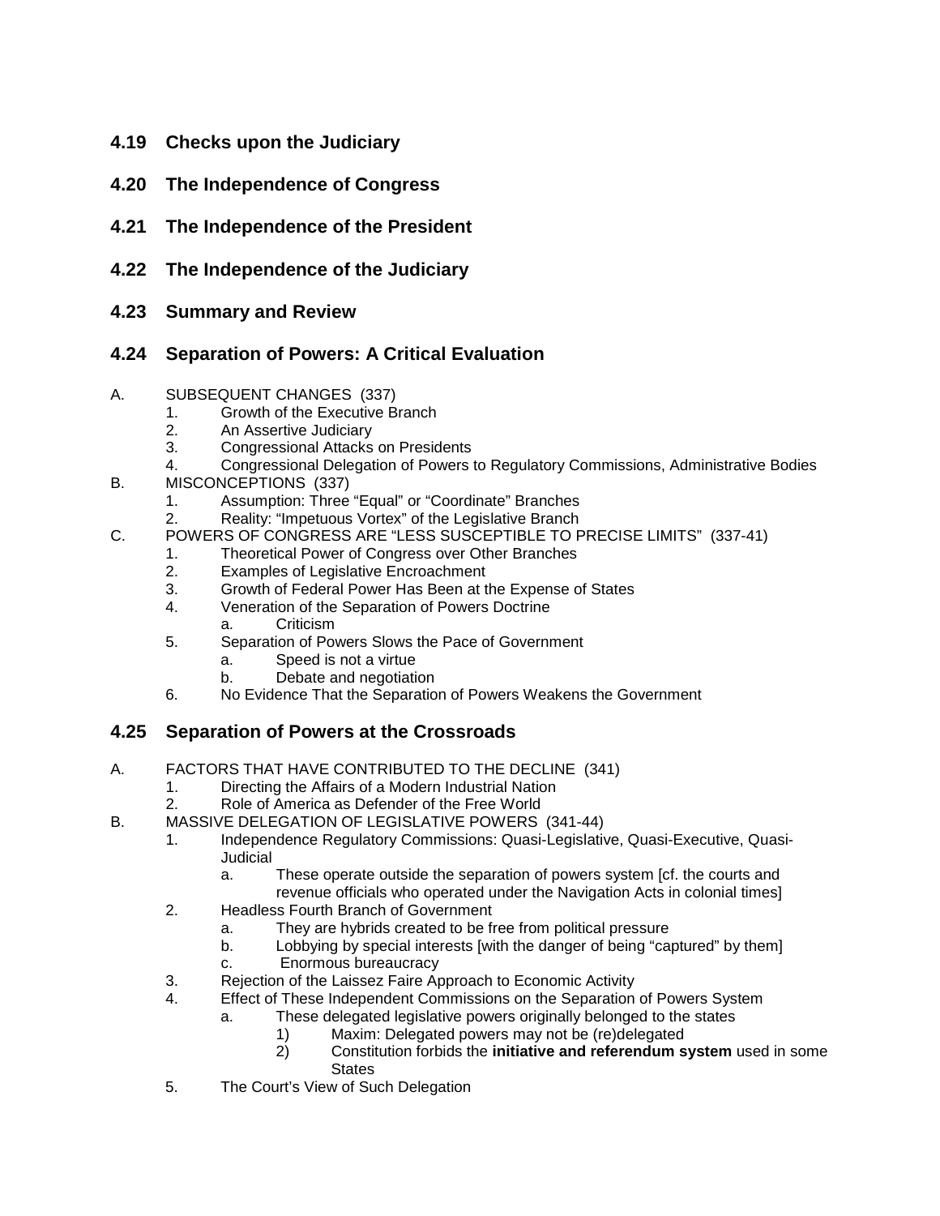## 4.19 Checks upon the Judiciary

## 4.20 The Independence of Congress

## 4.21 The Independence of the President

## 4.22 The Independence of the Judiciary

## 4.23 Summary and Review

## 4.24 Separation of Powers: A Critical Evaluation

A. SUBSEQUENT CHANGES (337)
   1. Growth of the Executive Branch
   2. An Assertive Judiciary
   3. Congressional Attacks on Presidents
   4. Congressional Delegation of Powers to Regulatory Commissions, Administrative Bodies

B. MISCONCEPTIONS (337)
   1. Assumption: Three "Equal" or "Coordinate" Branches
   2. Reality: "Impetuous Vortex" of the Legislative Branch

C. POWERS OF CONGRESS ARE "LESS SUSCEPTIBLE TO PRECISE LIMITS" (337-41)
   1. Theoretical Power of Congress over Other Branches
   2. Examples of Legislative Encroachment
   3. Growth of Federal Power Has Been at the Expense of States
   4. Veneration of the Separation of Powers Doctrine
      a. Criticism
   5. Separation of Powers Slows the Pace of Government
      a. Speed is not a virtue
      b. Debate and negotiation
   6. No Evidence That the Separation of Powers Weakens the Government

## 4.25 Separation of Powers at the Crossroads

A. FACTORS THAT HAVE CONTRIBUTED TO THE DECLINE (341)
   1. Directing the Affairs of a Modern Industrial Nation
   2. Role of America as Defender of the Free World

B. MASSIVE DELEGATION OF LEGISLATIVE POWERS (341-44)
   1. Independence Regulatory Commissions: Quasi-Legislative, Quasi-Executive, Quasi-Judicial
      a. These operate outside the separation of powers system [cf. the courts and revenue officials who operated under the Navigation Acts in colonial times]
   2. Headless Fourth Branch of Government
      a. They are hybrids created to be free from political pressure
      b. Lobbying by special interests [with the danger of being "captured" by them]
      c. Enormous bureaucracy
   3. Rejection of the Laissez Faire Approach to Economic Activity
   4. Effect of These Independent Commissions on the Separation of Powers System
      a. These delegated legislative powers originally belonged to the states
         1) Maxim: Delegated powers may not be (re)delegated
         2) Constitution forbids the **initiative and referendum system** used in some States
   5. The Court's View of Such Delegation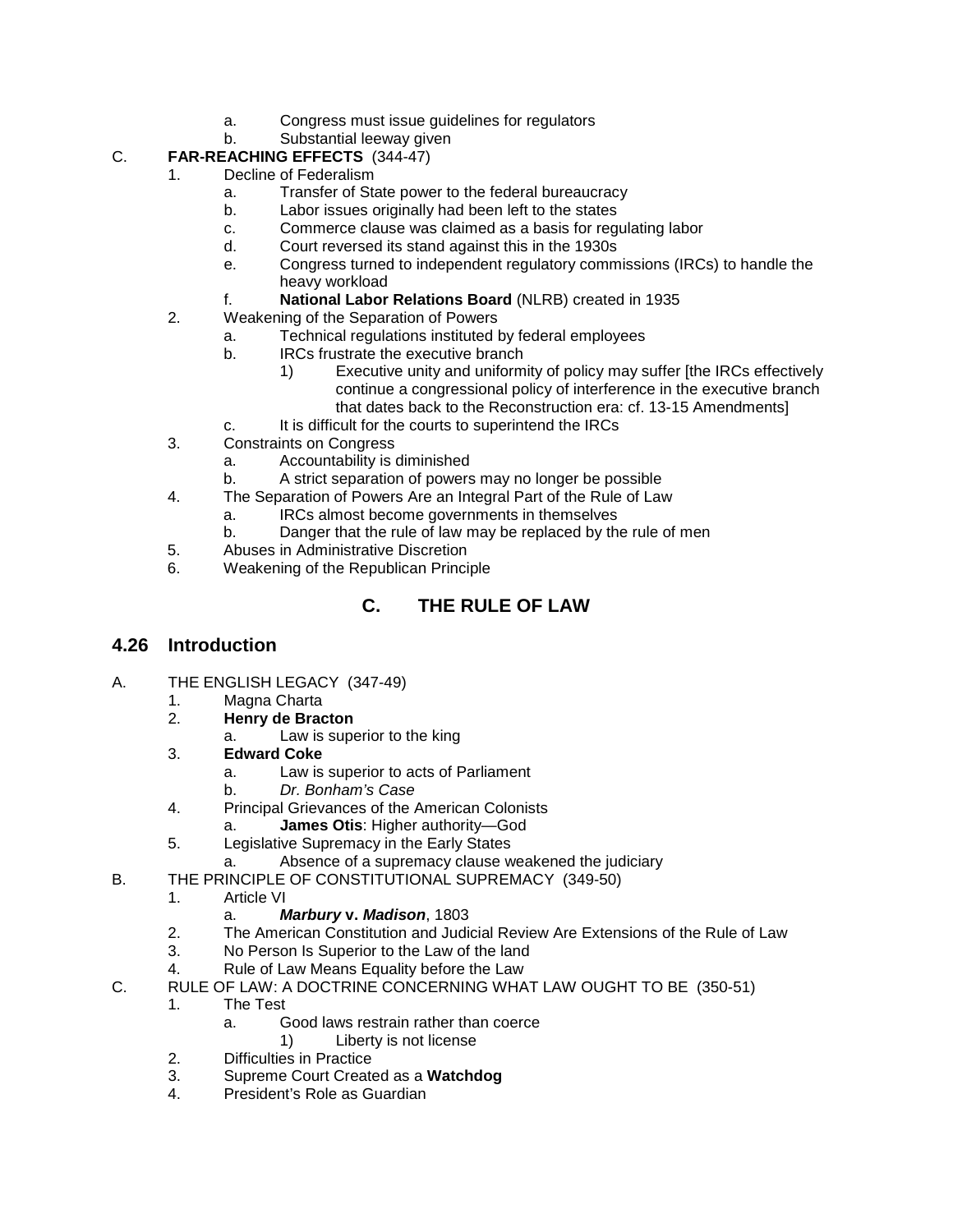a. Congress must issue guidelines for regulators
   b. Substantial leeway given

C. **FAR-REACHING EFFECTS** (344-47)
   1. Decline of Federalism
      a. Transfer of State power to the federal bureaucracy
      b. Labor issues originally had been left to the states
      c. Commerce clause was claimed as a basis for regulating labor
      d. Court reversed its stand against this in the 1930s
      e. Congress turned to independent regulatory commissions (IRCs) to handle the heavy workload
      f. **National Labor Relations Board** (NLRB) created in 1935
   2. Weakening of the Separation of Powers
      a. Technical regulations instituted by federal employees
      b. IRCs frustrate the executive branch
         1) Executive unity and uniformity of policy may suffer [the IRCs effectively continue a congressional policy of interference in the executive branch that dates back to the Reconstruction era: cf. 13-15 Amendments]
      c. It is difficult for the courts to superintend the IRCs
   3. Constraints on Congress
      a. Accountability is diminished
      b. A strict separation of powers may no longer be possible
   4. The Separation of Powers Are an Integral Part of the Rule of Law
      a. IRCs almost become governments in themselves
      b. Danger that the rule of law may be replaced by the rule of men
   5. Abuses in Administrative Discretion
   6. Weakening of the Republican Principle

## C. THE RULE OF LAW

### 4.26 Introduction

A. THE ENGLISH LEGACY (347-49)
   1. Magna Charta
   2. **Henry de Bracton**
      a. Law is superior to the king
   3. **Edward Coke**
      a. Law is superior to acts of Parliament
      b. *Dr. Bonham's Case*
   4. Principal Grievances of the American Colonists
      a. **James Otis**: Higher authority—God
   5. Legislative Supremacy in the Early States
      a. Absence of a supremacy clause weakened the judiciary

B. THE PRINCIPLE OF CONSTITUTIONAL SUPREMACY (349-50)
   1. Article VI
      a. ***Marbury* v. *Madison***, 1803
   2. The American Constitution and Judicial Review Are Extensions of the Rule of Law
   3. No Person Is Superior to the Law of the land
   4. Rule of Law Means Equality before the Law

C. RULE OF LAW: A DOCTRINE CONCERNING WHAT LAW OUGHT TO BE (350-51)
   1. The Test
      a. Good laws restrain rather than coerce
         1) Liberty is not license
   2. Difficulties in Practice
   3. Supreme Court Created as a **Watchdog**
   4. President's Role as Guardian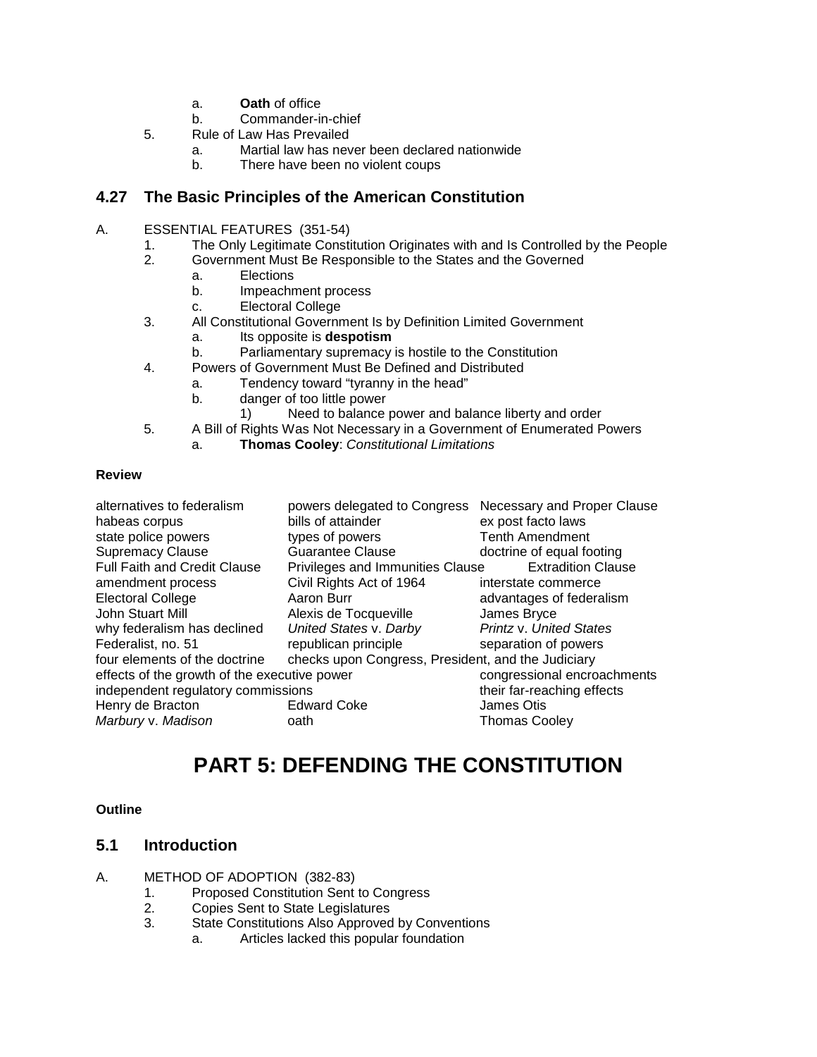a. **Oath** of office
   b. Commander-in-chief
5. Rule of Law Has Prevailed
   a. Martial law has never been declared nationwide
   b. There have been no violent coups

## 4.27 The Basic Principles of the American Constitution

A. ESSENTIAL FEATURES (351-54)
   1. The Only Legitimate Constitution Originates with and Is Controlled by the People
   2. Government Must Be Responsible to the States and the Governed
      a. Elections
      b. Impeachment process
      c. Electoral College
   3. All Constitutional Government Is by Definition Limited Government
      a. Its opposite is **despotism**
      b. Parliamentary supremacy is hostile to the Constitution
   4. Powers of Government Must Be Defined and Distributed
      a. Tendency toward "tyranny in the head"
      b. danger of too little power
         1) Need to balance power and balance liberty and order
   5. A Bill of Rights Was Not Necessary in a Government of Enumerated Powers
      a. **Thomas Cooley**: *Constitutional Limitations*

**Review**

| | | |
|---|---|---|
| alternatives to federalism | powers delegated to Congress | Necessary and Proper Clause |
| habeas corpus | bills of attainder | ex post facto laws |
| state police powers | types of powers | Tenth Amendment |
| Supremacy Clause | Guarantee Clause | doctrine of equal footing |
| Full Faith and Credit Clause | Privileges and Immunities Clause | Extradition Clause |
| amendment process | Civil Rights Act of 1964 | interstate commerce |
| Electoral College | Aaron Burr | advantages of federalism |
| John Stuart Mill | Alexis de Tocqueville | James Bryce |
| why federalism has declined | *United States* v. *Darby* | *Printz* v. *United States* |
| Federalist, no. 51 | republican principle | separation of powers |
| four elements of the doctrine | checks upon Congress, President, and the Judiciary | |
| effects of the growth of the executive power | | congressional encroachments |
| independent regulatory commissions | | their far-reaching effects |
| Henry de Bracton | Edward Coke | James Otis |
| *Marbury* v. *Madison* | oath | Thomas Cooley |

# PART 5: DEFENDING THE CONSTITUTION

**Outline**

## 5.1 Introduction

A. METHOD OF ADOPTION (382-83)
   1. Proposed Constitution Sent to Congress
   2. Copies Sent to State Legislatures
   3. State Constitutions Also Approved by Conventions
      a. Articles lacked this popular foundation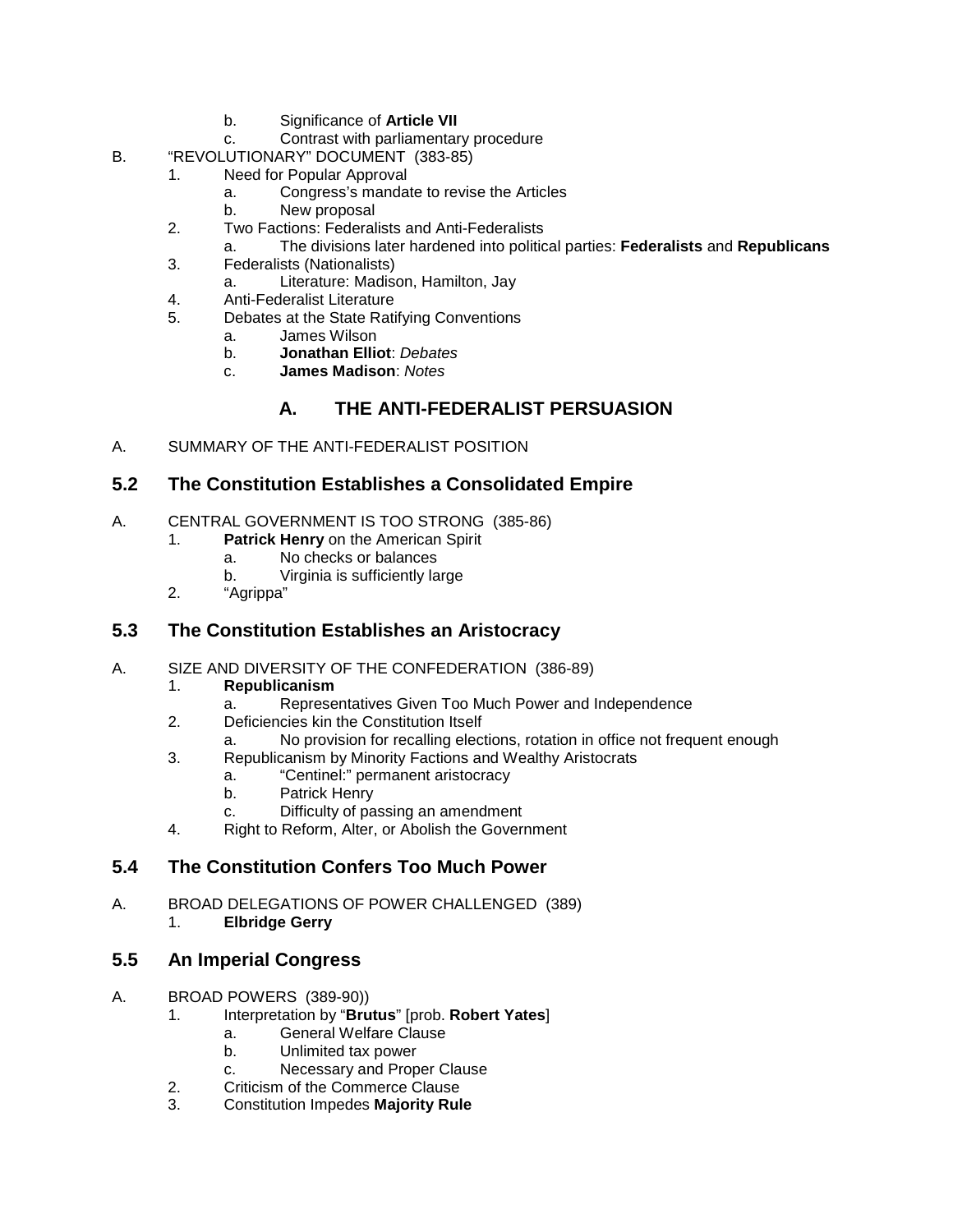b. Significance of **Article VII**
c. Contrast with parliamentary procedure

B. "REVOLUTIONARY" DOCUMENT (383-85)
1. Need for Popular Approval
a. Congress's mandate to revise the Articles
b. New proposal
2. Two Factions: Federalists and Anti-Federalists
a. The divisions later hardened into political parties: **Federalists** and **Republicans**
3. Federalists (Nationalists)
a. Literature: Madison, Hamilton, Jay
4. Anti-Federalist Literature
5. Debates at the State Ratifying Conventions
a. James Wilson
b. **Jonathan Elliot**: *Debates*
c. **James Madison**: *Notes*

### A. THE ANTI-FEDERALIST PERSUASION

A. SUMMARY OF THE ANTI-FEDERALIST POSITION

## 5.2 The Constitution Establishes a Consolidated Empire

A. CENTRAL GOVERNMENT IS TOO STRONG (385-86)
1. **Patrick Henry** on the American Spirit
a. No checks or balances
b. Virginia is sufficiently large
2. "Agrippa"

## 5.3 The Constitution Establishes an Aristocracy

A. SIZE AND DIVERSITY OF THE CONFEDERATION (386-89)
1. **Republicanism**
a. Representatives Given Too Much Power and Independence
2. Deficiencies kin the Constitution Itself
a. No provision for recalling elections, rotation in office not frequent enough
3. Republicanism by Minority Factions and Wealthy Aristocrats
a. "Centinel:" permanent aristocracy
b. Patrick Henry
c. Difficulty of passing an amendment
4. Right to Reform, Alter, or Abolish the Government

## 5.4 The Constitution Confers Too Much Power

A. BROAD DELEGATIONS OF POWER CHALLENGED (389)
1. **Elbridge Gerry**

## 5.5 An Imperial Congress

A. BROAD POWERS (389-90))
1. Interpretation by "**Brutus**" [prob. **Robert Yates**]
a. General Welfare Clause
b. Unlimited tax power
c. Necessary and Proper Clause
2. Criticism of the Commerce Clause
3. Constitution Impedes **Majority Rule**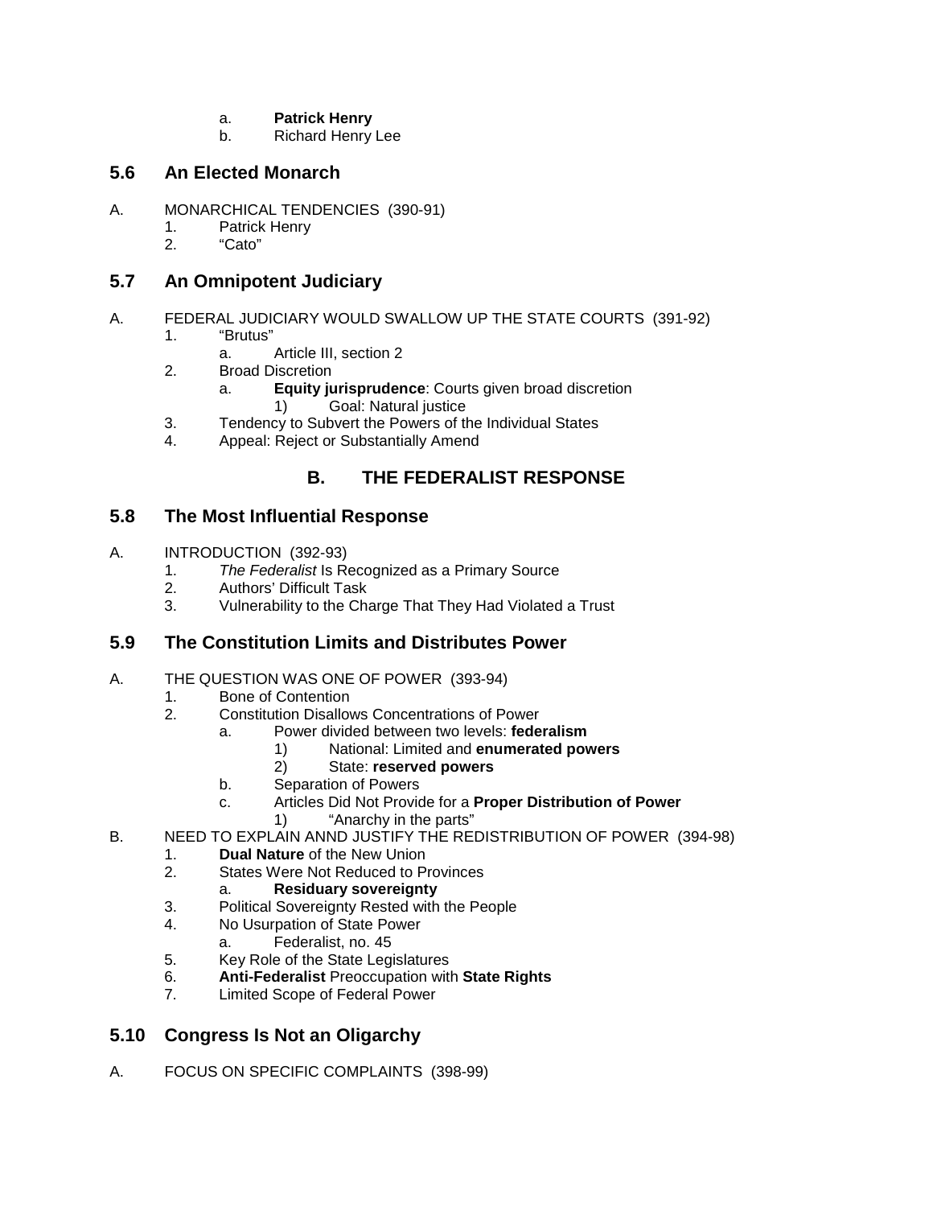a. **Patrick Henry**
b. Richard Henry Lee

## 5.6 An Elected Monarch

A. MONARCHICAL TENDENCIES (390-91)
   1. Patrick Henry
   2. "Cato"

## 5.7 An Omnipotent Judiciary

A. FEDERAL JUDICIARY WOULD SWALLOW UP THE STATE COURTS (391-92)
   1. "Brutus"
      a. Article III, section 2
   2. Broad Discretion
      a. **Equity jurisprudence**: Courts given broad discretion
         1) Goal: Natural justice
   3. Tendency to Subvert the Powers of the Individual States
   4. Appeal: Reject or Substantially Amend

# B. THE FEDERALIST RESPONSE

## 5.8 The Most Influential Response

A. INTRODUCTION (392-93)
   1. *The Federalist* Is Recognized as a Primary Source
   2. Authors' Difficult Task
   3. Vulnerability to the Charge That They Had Violated a Trust

## 5.9 The Constitution Limits and Distributes Power

A. THE QUESTION WAS ONE OF POWER (393-94)
   1. Bone of Contention
   2. Constitution Disallows Concentrations of Power
      a. Power divided between two levels: **federalism**
         1) National: Limited and **enumerated powers**
         2) State: **reserved powers**
      b. Separation of Powers
      c. Articles Did Not Provide for a **Proper Distribution of Power**
         1) "Anarchy in the parts"

B. NEED TO EXPLAIN ANND JUSTIFY THE REDISTRIBUTION OF POWER (394-98)
   1. **Dual Nature** of the New Union
   2. States Were Not Reduced to Provinces
      a. **Residuary sovereignty**
   3. Political Sovereignty Rested with the People
   4. No Usurpation of State Power
      a. Federalist, no. 45
   5. Key Role of the State Legislatures
   6. **Anti-Federalist** Preoccupation with **State Rights**
   7. Limited Scope of Federal Power

## 5.10 Congress Is Not an Oligarchy

A. FOCUS ON SPECIFIC COMPLAINTS (398-99)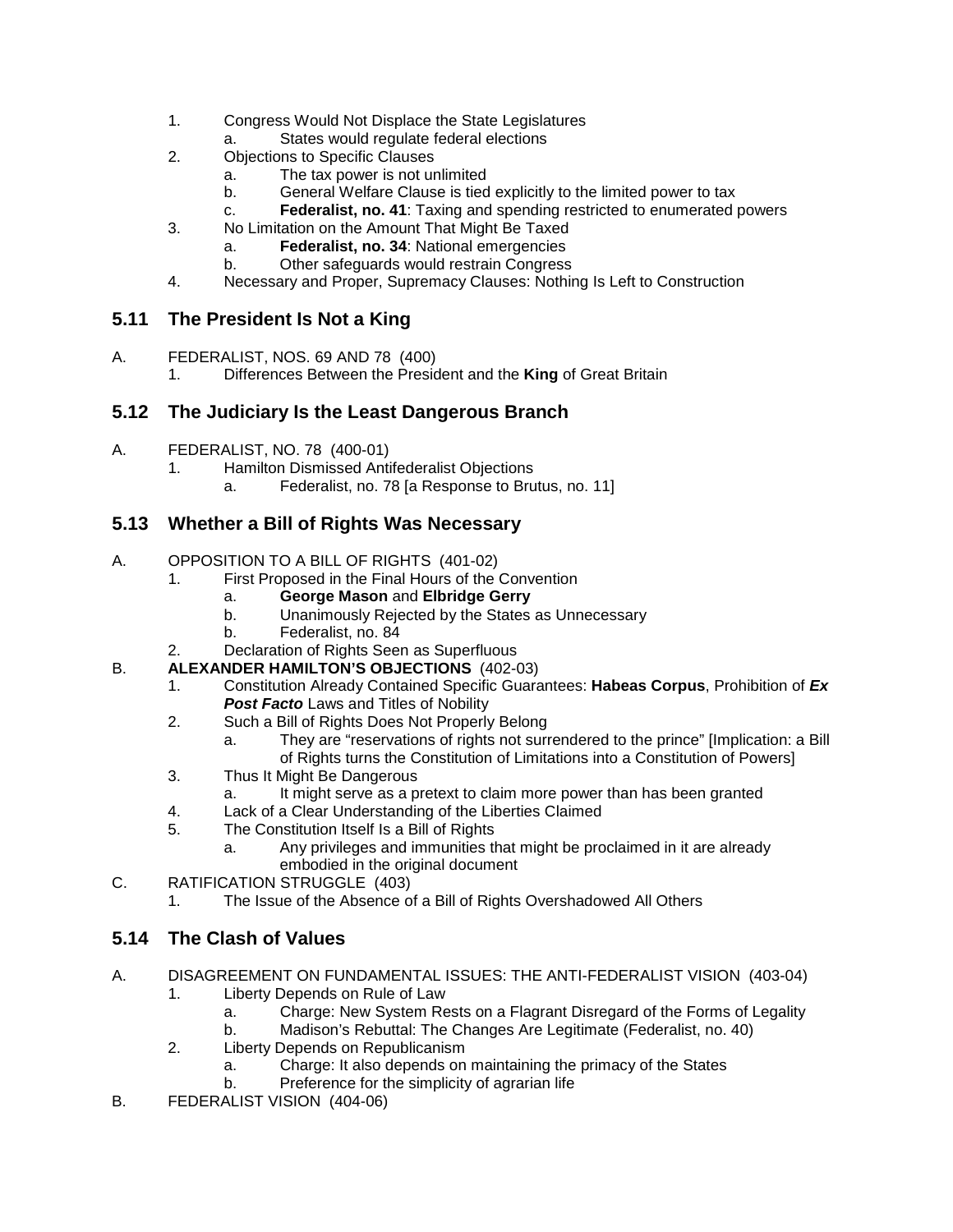1. Congress Would Not Displace the State Legislatures
    a. States would regulate federal elections
2. Objections to Specific Clauses
    a. The tax power is not unlimited
    b. General Welfare Clause is tied explicitly to the limited power to tax
    c. **Federalist, no. 41**: Taxing and spending restricted to enumerated powers
3. No Limitation on the Amount That Might Be Taxed
    a. **Federalist, no. 34**: National emergencies
    b. Other safeguards would restrain Congress
4. Necessary and Proper, Supremacy Clauses: Nothing Is Left to Construction

## 5.11 The President Is Not a King

A. FEDERALIST, NOS. 69 AND 78 (400)
    1. Differences Between the President and the **King** of Great Britain

## 5.12 The Judiciary Is the Least Dangerous Branch

A. FEDERALIST, NO. 78 (400-01)
    1. Hamilton Dismissed Antifederalist Objections
        a. Federalist, no. 78 [a Response to Brutus, no. 11]

## 5.13 Whether a Bill of Rights Was Necessary

A. OPPOSITION TO A BILL OF RIGHTS (401-02)
    1. First Proposed in the Final Hours of the Convention
        a. **George Mason** and **Elbridge Gerry**
        b. Unanimously Rejected by the States as Unnecessary
        b. Federalist, no. 84
    2. Declaration of Rights Seen as Superfluous

B. **ALEXANDER HAMILTON'S OBJECTIONS** (402-03)
    1. Constitution Already Contained Specific Guarantees: **Habeas Corpus**, Prohibition of ***Ex Post Facto*** Laws and Titles of Nobility
    2. Such a Bill of Rights Does Not Properly Belong
        a. They are "reservations of rights not surrendered to the prince" [Implication: a Bill of Rights turns the Constitution of Limitations into a Constitution of Powers]
    3. Thus It Might Be Dangerous
        a. It might serve as a pretext to claim more power than has been granted
    4. Lack of a Clear Understanding of the Liberties Claimed
    5. The Constitution Itself Is a Bill of Rights
        a. Any privileges and immunities that might be proclaimed in it are already embodied in the original document

C. RATIFICATION STRUGGLE (403)
    1. The Issue of the Absence of a Bill of Rights Overshadowed All Others

## 5.14 The Clash of Values

A. DISAGREEMENT ON FUNDAMENTAL ISSUES: THE ANTI-FEDERALIST VISION (403-04)
    1. Liberty Depends on Rule of Law
        a. Charge: New System Rests on a Flagrant Disregard of the Forms of Legality
        b. Madison's Rebuttal: The Changes Are Legitimate (Federalist, no. 40)
    2. Liberty Depends on Republicanism
        a. Charge: It also depends on maintaining the primacy of the States
        b. Preference for the simplicity of agrarian life

B. FEDERALIST VISION (404-06)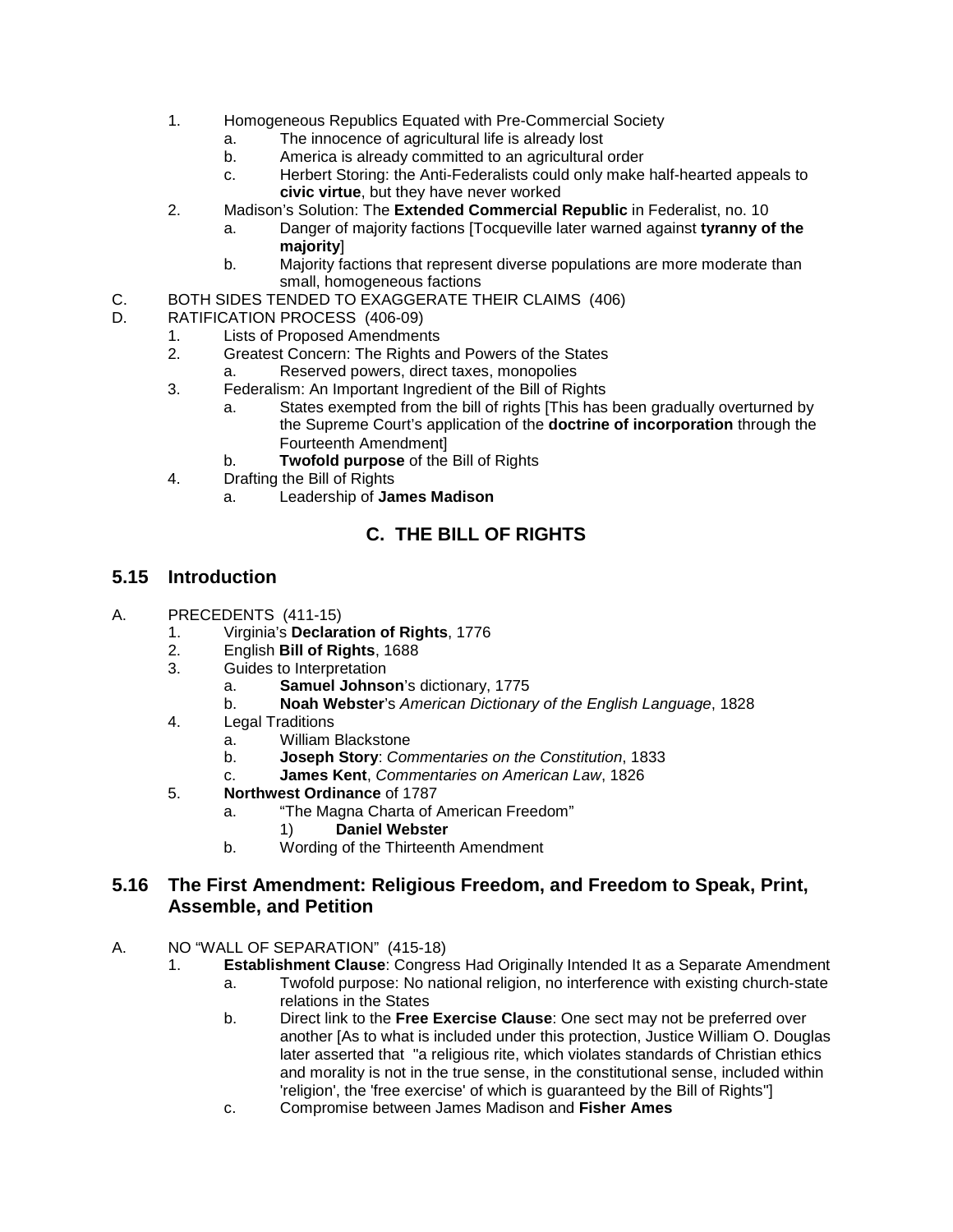1. Homogeneous Republics Equated with Pre-Commercial Society
    a. The innocence of agricultural life is already lost
    b. America is already committed to an agricultural order
    c. Herbert Storing: the Anti-Federalists could only make half-hearted appeals to **civic virtue**, but they have never worked
2. Madison's Solution: The **Extended Commercial Republic** in Federalist, no. 10
    a. Danger of majority factions [Tocqueville later warned against **tyranny of the majority**]
    b. Majority factions that represent diverse populations are more moderate than small, homogeneous factions

C. BOTH SIDES TENDED TO EXAGGERATE THEIR CLAIMS (406)

D. RATIFICATION PROCESS (406-09)

1. Lists of Proposed Amendments
2. Greatest Concern: The Rights and Powers of the States
    a. Reserved powers, direct taxes, monopolies
3. Federalism: An Important Ingredient of the Bill of Rights
    a. States exempted from the bill of rights [This has been gradually overturned by the Supreme Court's application of the **doctrine of incorporation** through the Fourteenth Amendment]
    b. **Twofold purpose** of the Bill of Rights
4. Drafting the Bill of Rights
    a. Leadership of **James Madison**

## C. THE BILL OF RIGHTS

### 5.15 Introduction

A. PRECEDENTS (411-15)

1. Virginia's **Declaration of Rights**, 1776
2. English **Bill of Rights**, 1688
3. Guides to Interpretation
    a. **Samuel Johnson**'s dictionary, 1775
    b. **Noah Webster**'s *American Dictionary of the English Language*, 1828
4. Legal Traditions
    a. William Blackstone
    b. **Joseph Story**: *Commentaries on the Constitution*, 1833
    c. **James Kent**, *Commentaries on American Law*, 1826
5. **Northwest Ordinance** of 1787
    a. "The Magna Charta of American Freedom"
        1) **Daniel Webster**
    b. Wording of the Thirteenth Amendment

### 5.16 The First Amendment: Religious Freedom, and Freedom to Speak, Print, Assemble, and Petition

A. NO "WALL OF SEPARATION" (415-18)

1. **Establishment Clause**: Congress Had Originally Intended It as a Separate Amendment
    a. Twofold purpose: No national religion, no interference with existing church-state relations in the States
    b. Direct link to the **Free Exercise Clause**: One sect may not be preferred over another [As to what is included under this protection, Justice William O. Douglas later asserted that "a religious rite, which violates standards of Christian ethics and morality is not in the true sense, in the constitutional sense, included within 'religion', the 'free exercise' of which is guaranteed by the Bill of Rights"]
    c. Compromise between James Madison and **Fisher Ames**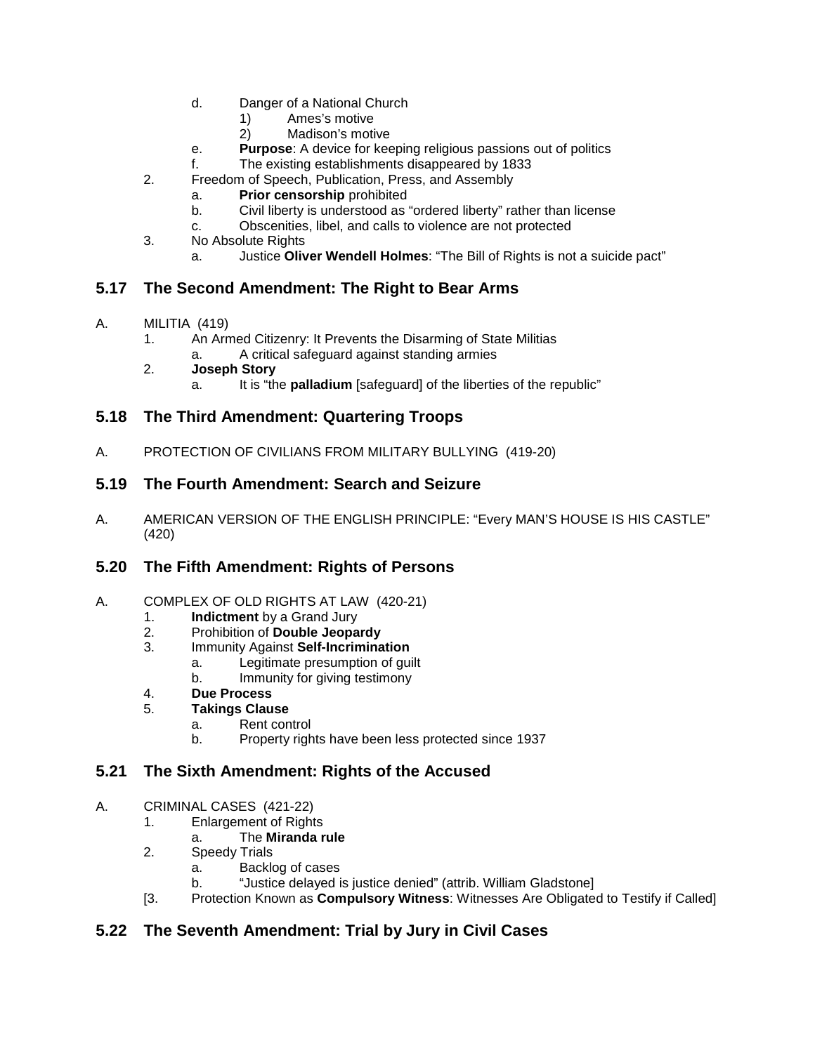- d. Danger of a National Church
  - 1) Ames's motive
  - 2) Madison's motive
- e. **Purpose**: A device for keeping religious passions out of politics
- f. The existing establishments disappeared by 1833

2. Freedom of Speech, Publication, Press, and Assembly
   - a. **Prior censorship** prohibited
   - b. Civil liberty is understood as "ordered liberty" rather than license
   - c. Obscenities, libel, and calls to violence are not protected
3. No Absolute Rights
   - a. Justice **Oliver Wendell Holmes**: "The Bill of Rights is not a suicide pact"

## 5.17 The Second Amendment: The Right to Bear Arms

A. MILITIA (419)
1. An Armed Citizenry: It Prevents the Disarming of State Militias
   - a. A critical safeguard against standing armies
2. **Joseph Story**
   - a. It is "the **palladium** [safeguard] of the liberties of the republic"

## 5.18 The Third Amendment: Quartering Troops

A. PROTECTION OF CIVILIANS FROM MILITARY BULLYING (419-20)

## 5.19 The Fourth Amendment: Search and Seizure

A. AMERICAN VERSION OF THE ENGLISH PRINCIPLE: "Every MAN'S HOUSE IS HIS CASTLE" (420)

## 5.20 The Fifth Amendment: Rights of Persons

A. COMPLEX OF OLD RIGHTS AT LAW (420-21)
1. **Indictment** by a Grand Jury
2. Prohibition of **Double Jeopardy**
3. Immunity Against **Self-Incrimination**
   - a. Legitimate presumption of guilt
   - b. Immunity for giving testimony
4. **Due Process**
5. **Takings Clause**
   - a. Rent control
   - b. Property rights have been less protected since 1937

## 5.21 The Sixth Amendment: Rights of the Accused

A. CRIMINAL CASES (421-22)
1. Enlargement of Rights
   - a. The **Miranda rule**
2. Speedy Trials
   - a. Backlog of cases
   - b. "Justice delayed is justice denied" (attrib. William Gladstone]

[3. Protection Known as **Compulsory Witness**: Witnesses Are Obligated to Testify if Called]

## 5.22 The Seventh Amendment: Trial by Jury in Civil Cases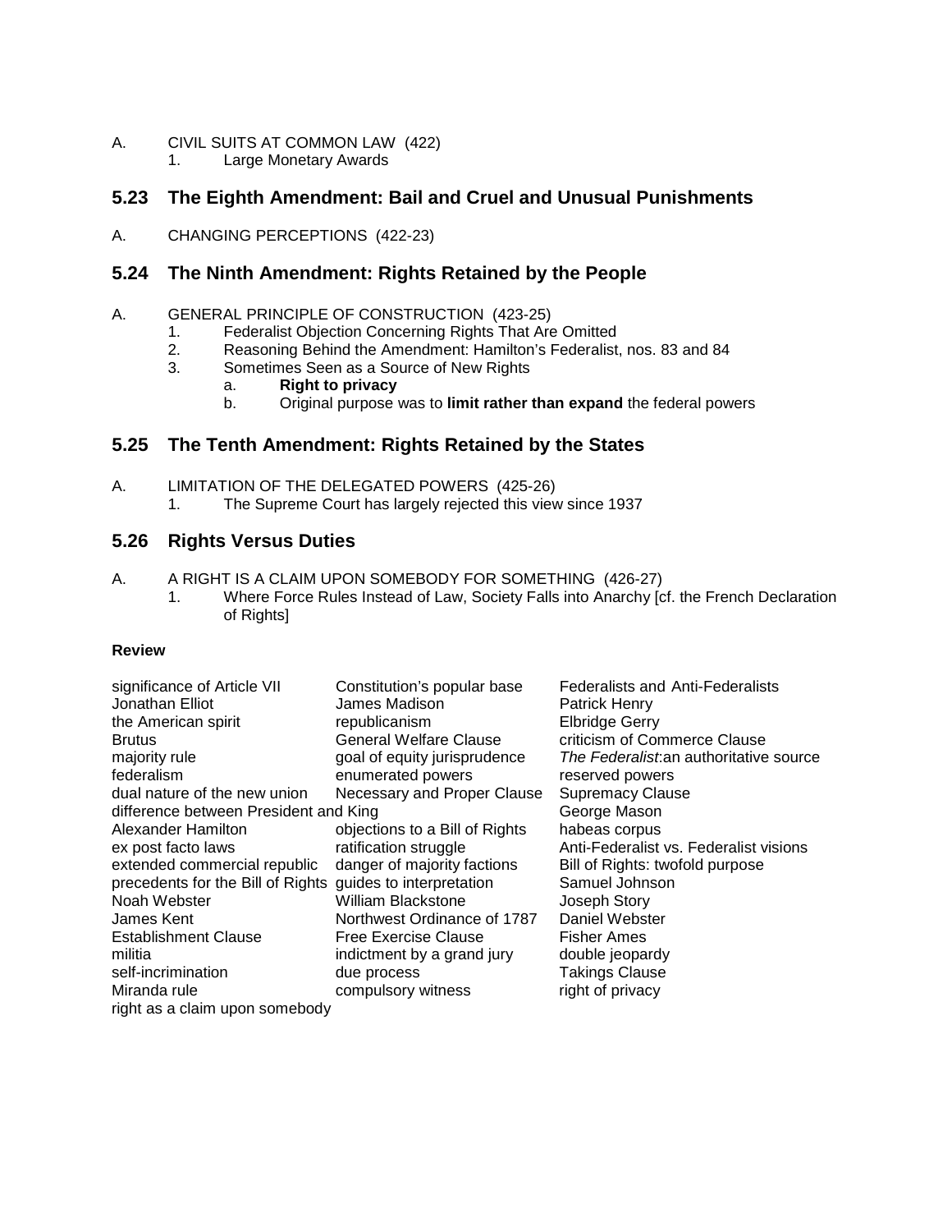A. CIVIL SUITS AT COMMON LAW (422)
   1. Large Monetary Awards

## 5.23 The Eighth Amendment: Bail and Cruel and Unusual Punishments

A. CHANGING PERCEPTIONS (422-23)

## 5.24 The Ninth Amendment: Rights Retained by the People

A. GENERAL PRINCIPLE OF CONSTRUCTION (423-25)
   1. Federalist Objection Concerning Rights That Are Omitted
   2. Reasoning Behind the Amendment: Hamilton's Federalist, nos. 83 and 84
   3. Sometimes Seen as a Source of New Rights
      a. **Right to privacy**
      b. Original purpose was to **limit rather than expand** the federal powers

## 5.25 The Tenth Amendment: Rights Retained by the States

A. LIMITATION OF THE DELEGATED POWERS (425-26)
   1. The Supreme Court has largely rejected this view since 1937

## 5.26 Rights Versus Duties

A. A RIGHT IS A CLAIM UPON SOMEBODY FOR SOMETHING (426-27)
   1. Where Force Rules Instead of Law, Society Falls into Anarchy [cf. the French Declaration of Rights]

**Review**

| | | |
|---|---|---|
| significance of Article VII | Constitution's popular base | Federalists and Anti-Federalists |
| Jonathan Elliot | James Madison | Patrick Henry |
| the American spirit | republicanism | Elbridge Gerry |
| Brutus | General Welfare Clause | criticism of Commerce Clause |
| majority rule | goal of equity jurisprudence | *The Federalist*:an authoritative source |
| federalism | enumerated powers | reserved powers |
| dual nature of the new union | Necessary and Proper Clause | Supremacy Clause |
| difference between President and King | | George Mason |
| Alexander Hamilton | objections to a Bill of Rights | habeas corpus |
| ex post facto laws | ratification struggle | Anti-Federalist vs. Federalist visions |
| extended commercial republic | danger of majority factions | Bill of Rights: twofold purpose |
| precedents for the Bill of Rights | guides to interpretation | Samuel Johnson |
| Noah Webster | William Blackstone | Joseph Story |
| James Kent | Northwest Ordinance of 1787 | Daniel Webster |
| Establishment Clause | Free Exercise Clause | Fisher Ames |
| militia | indictment by a grand jury | double jeopardy |
| self-incrimination | due process | Takings Clause |
| Miranda rule | compulsory witness | right of privacy |
| right as a claim upon somebody | | |